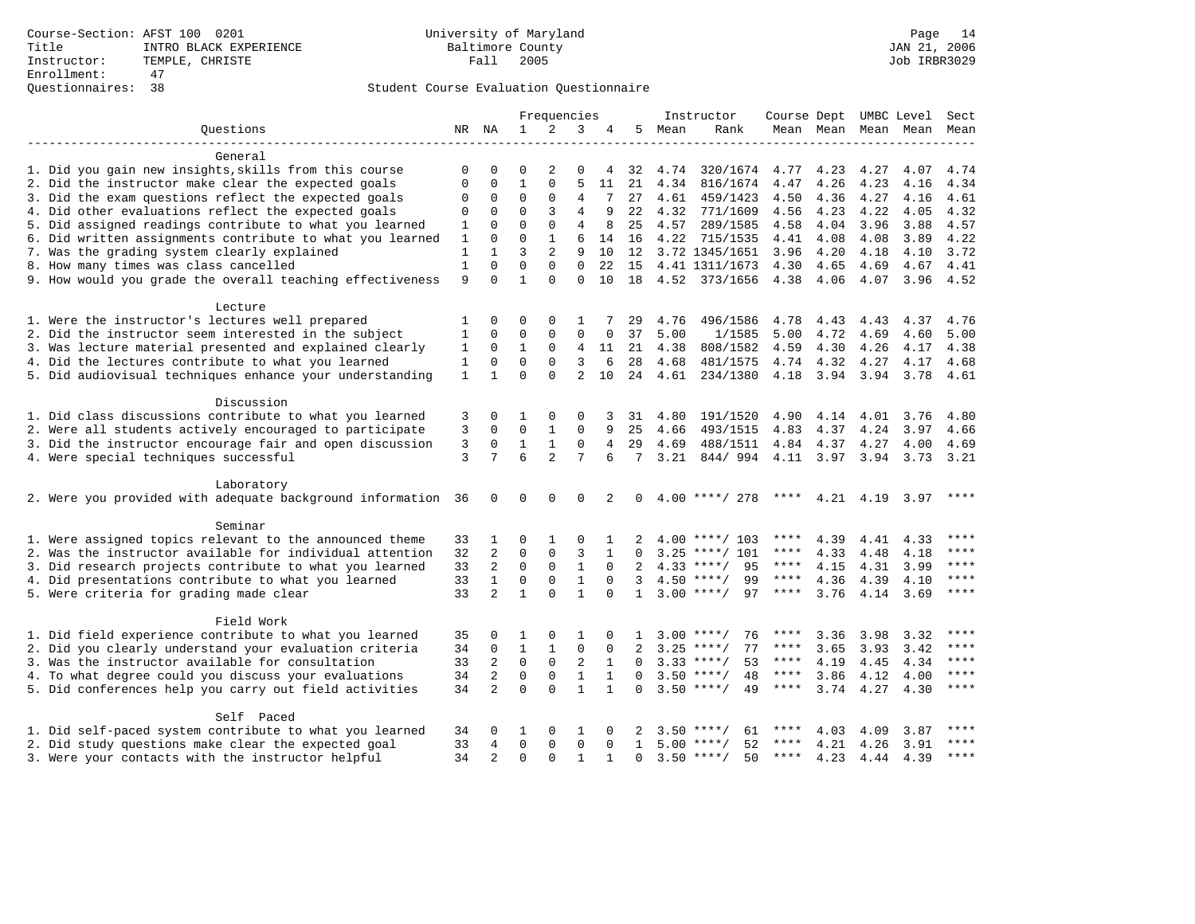Course-Section: AFST 100 0201
Title: INTRO BLACK EXPERIENCE
Instructor: TEMPLE, CHRISTE
Enrollment: 47
Questionnaires: 38

University of Maryland
Baltimore County
Fall 2005

JAN 21, 2006
Job IRBR3029

Student Course Evaluation Questionnaire

| Questions | NR | NA | 1 | 2 | 3 | 4 | 5 | Instructor Mean | Instructor Rank | Course Mean | Dept Mean | UMBC Mean | Level Mean | Sect Mean |
|---|---|---|---|---|---|---|---|---|---|---|---|---|---|---|
| **General** | | | | | | | | | | | | | | |
| 1. Did you gain new insights,skills from this course | 0 | 0 | 0 | 2 | 0 | 4 | 32 | 4.74 | 320/1674 | 4.77 | 4.23 | 4.27 | 4.07 | 4.74 |
| 2. Did the instructor make clear the expected goals | 0 | 0 | 1 | 0 | 5 | 11 | 21 | 4.34 | 816/1674 | 4.47 | 4.26 | 4.23 | 4.16 | 4.34 |
| 3. Did the exam questions reflect the expected goals | 0 | 0 | 0 | 0 | 4 | 7 | 27 | 4.61 | 459/1423 | 4.50 | 4.36 | 4.27 | 4.16 | 4.61 |
| 4. Did other evaluations reflect the expected goals | 0 | 0 | 0 | 3 | 4 | 9 | 22 | 4.32 | 771/1609 | 4.56 | 4.23 | 4.22 | 4.05 | 4.32 |
| 5. Did assigned readings contribute to what you learned | 1 | 0 | 0 | 0 | 4 | 8 | 25 | 4.57 | 289/1585 | 4.58 | 4.04 | 3.96 | 3.88 | 4.57 |
| 6. Did written assignments contribute to what you learned | 1 | 0 | 0 | 1 | 6 | 14 | 16 | 4.22 | 715/1535 | 4.41 | 4.08 | 4.08 | 3.89 | 4.22 |
| 7. Was the grading system clearly explained | 1 | 1 | 3 | 2 | 9 | 10 | 12 | 3.72 | 1345/1651 | 3.96 | 4.20 | 4.18 | 4.10 | 3.72 |
| 8. How many times was class cancelled | 1 | 0 | 0 | 0 | 0 | 22 | 15 | 4.41 | 1311/1673 | 4.30 | 4.65 | 4.69 | 4.67 | 4.41 |
| 9. How would you grade the overall teaching effectiveness | 9 | 0 | 1 | 0 | 0 | 10 | 18 | 4.52 | 373/1656 | 4.38 | 4.06 | 4.07 | 3.96 | 4.52 |
| **Lecture** | | | | | | | | | | | | | | |
| 1. Were the instructor's lectures well prepared | 1 | 0 | 0 | 0 | 1 | 7 | 29 | 4.76 | 496/1586 | 4.78 | 4.43 | 4.43 | 4.37 | 4.76 |
| 2. Did the instructor seem interested in the subject | 1 | 0 | 0 | 0 | 0 | 0 | 37 | 5.00 | 1/1585 | 5.00 | 4.72 | 4.69 | 4.60 | 5.00 |
| 3. Was lecture material presented and explained clearly | 1 | 0 | 1 | 0 | 4 | 11 | 21 | 4.38 | 808/1582 | 4.59 | 4.30 | 4.26 | 4.17 | 4.38 |
| 4. Did the lectures contribute to what you learned | 1 | 0 | 0 | 0 | 3 | 6 | 28 | 4.68 | 481/1575 | 4.74 | 4.32 | 4.27 | 4.17 | 4.68 |
| 5. Did audiovisual techniques enhance your understanding | 1 | 1 | 0 | 0 | 2 | 10 | 24 | 4.61 | 234/1380 | 4.18 | 3.94 | 3.94 | 3.78 | 4.61 |
| **Discussion** | | | | | | | | | | | | | | |
| 1. Did class discussions contribute to what you learned | 3 | 0 | 1 | 0 | 0 | 3 | 31 | 4.80 | 191/1520 | 4.90 | 4.14 | 4.01 | 3.76 | 4.80 |
| 2. Were all students actively encouraged to participate | 3 | 0 | 0 | 1 | 0 | 9 | 25 | 4.66 | 493/1515 | 4.83 | 4.37 | 4.24 | 3.97 | 4.66 |
| 3. Did the instructor encourage fair and open discussion | 3 | 0 | 1 | 1 | 0 | 4 | 29 | 4.69 | 488/1511 | 4.84 | 4.37 | 4.27 | 4.00 | 4.69 |
| 4. Were special techniques successful | 3 | 7 | 6 | 2 | 7 | 6 | 7 | 3.21 | 844/ 994 | 4.11 | 3.97 | 3.94 | 3.73 | 3.21 |
| **Laboratory** | | | | | | | | | | | | | | |
| 2. Were you provided with adequate background information | 36 | 0 | 0 | 0 | 0 | 2 | 0 | 4.00 | ****/ 278 | **** | 4.21 | 4.19 | 3.97 | **** |
| **Seminar** | | | | | | | | | | | | | | |
| 1. Were assigned topics relevant to the announced theme | 33 | 1 | 0 | 1 | 0 | 1 | 2 | 4.00 | ****/ 103 | **** | 4.39 | 4.41 | 4.33 | **** |
| 2. Was the instructor available for individual attention | 32 | 2 | 0 | 0 | 3 | 1 | 0 | 3.25 | ****/ 101 | **** | 4.33 | 4.48 | 4.18 | **** |
| 3. Did research projects contribute to what you learned | 33 | 2 | 0 | 0 | 1 | 0 | 2 | 4.33 | ****/ 95 | **** | 4.15 | 4.31 | 3.99 | **** |
| 4. Did presentations contribute to what you learned | 33 | 1 | 0 | 0 | 1 | 0 | 3 | 4.50 | ****/ 99 | **** | 4.36 | 4.39 | 4.10 | **** |
| 5. Were criteria for grading made clear | 33 | 2 | 1 | 0 | 1 | 0 | 1 | 3.00 | ****/ 97 | **** | 3.76 | 4.14 | 3.69 | **** |
| **Field Work** | | | | | | | | | | | | | | |
| 1. Did field experience contribute to what you learned | 35 | 0 | 1 | 0 | 1 | 0 | 1 | 3.00 | ****/ 76 | **** | 3.36 | 3.98 | 3.32 | **** |
| 2. Did you clearly understand your evaluation criteria | 34 | 0 | 1 | 1 | 0 | 0 | 2 | 3.25 | ****/ 77 | **** | 3.65 | 3.93 | 3.42 | **** |
| 3. Was the instructor available for consultation | 33 | 2 | 0 | 0 | 2 | 1 | 0 | 3.33 | ****/ 53 | **** | 4.19 | 4.45 | 4.34 | **** |
| 4. To what degree could you discuss your evaluations | 34 | 2 | 0 | 0 | 1 | 1 | 0 | 3.50 | ****/ 48 | **** | 3.86 | 4.12 | 4.00 | **** |
| 5. Did conferences help you carry out field activities | 34 | 2 | 0 | 0 | 1 | 1 | 0 | 3.50 | ****/ 49 | **** | 3.74 | 4.27 | 4.30 | **** |
| **Self Paced** | | | | | | | | | | | | | | |
| 1. Did self-paced system contribute to what you learned | 34 | 0 | 1 | 0 | 1 | 0 | 2 | 3.50 | ****/ 61 | **** | 4.03 | 4.09 | 3.87 | **** |
| 2. Did study questions make clear the expected goal | 33 | 4 | 0 | 0 | 0 | 0 | 1 | 5.00 | ****/ 52 | **** | 4.21 | 4.26 | 3.91 | **** |
| 3. Were your contacts with the instructor helpful | 34 | 2 | 0 | 0 | 1 | 1 | 0 | 3.50 | ****/ 50 | **** | 4.23 | 4.44 | 4.39 | **** |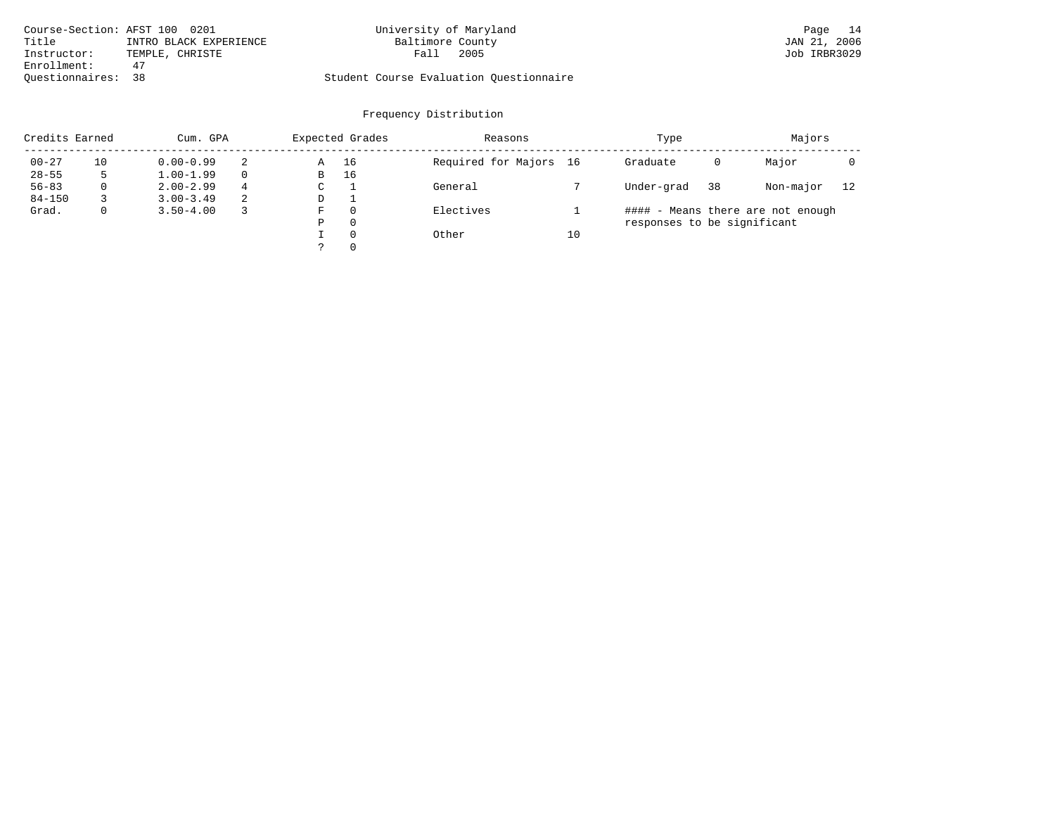Course-Section: AFST 100 0201
Title: INTRO BLACK EXPERIENCE
Instructor: TEMPLE, CHRISTE
Enrollment: 47
Questionnaires: 38

University of Maryland
Baltimore County
Fall 2005

Student Course Evaluation Questionnaire

JAN 21, 2006
Job IRBR3029

## Frequency Distribution

| Credits Earned | | Cum. GPA | | Expected Grades | | Reasons | | Type | | Majors | |
|---|---|---|---|---|---|---|---|---|---|---|---|
| 00-27 | 10 | 0.00-0.99 | 2 | A | 16 | Required for Majors | 16 | Graduate | 0 | Major | 0 |
| 28-55 | 5 | 1.00-1.99 | 0 | B | 16 | | | | | | |
| 56-83 | 0 | 2.00-2.99 | 4 | C | 1 | General | 7 | Under-grad | 38 | Non-major | 12 |
| 84-150 | 3 | 3.00-3.49 | 2 | D | 1 | | | | | | |
| Grad. | 0 | 3.50-4.00 | 3 | F | 0 | Electives | 1 | | | | |
| | | | | P | 0 | | | | | | |
| | | | | I | 0 | Other | 10 | | | | |
| | | | | ? | 0 | | | | | | |

#### - Means there are not enough responses to be significant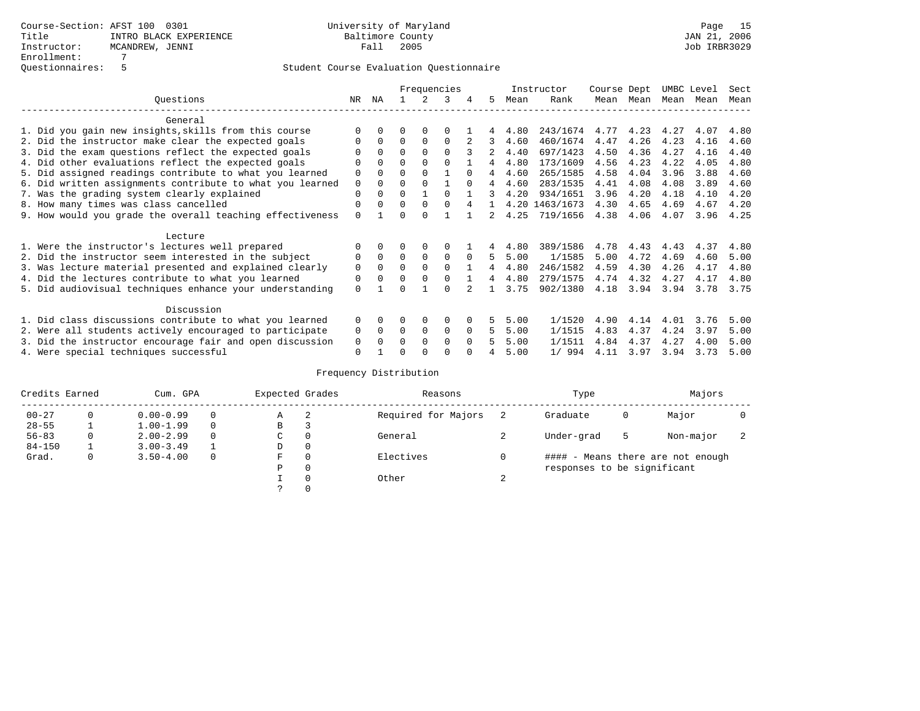Course-Section: AFST 100 0301
Title: INTRO BLACK EXPERIENCE
Instructor: MCANDREW, JENNI
Enrollment: 7
Questionnaires: 5

University of Maryland
Baltimore County
Fall 2005

JAN 21, 2006
Job IRBR3029

## Student Course Evaluation Questionnaire

| Questions | NR | NA | 1 | 2 | 3 | 4 | 5 | Instructor Mean | Instructor Rank | Course Mean | Dept Mean | UMBC Mean | Level Mean | Sect Mean |
|---|---|---|---|---|---|---|---|---|---|---|---|---|---|---|
| **General** | | | | | | | | | | | | | | |
| 1. Did you gain new insights,skills from this course | 0 | 0 | 0 | 0 | 0 | 1 | 4 | 4.80 | 243/1674 | 4.77 | 4.23 | 4.27 | 4.07 | 4.80 |
| 2. Did the instructor make clear the expected goals | 0 | 0 | 0 | 0 | 0 | 2 | 3 | 4.60 | 460/1674 | 4.47 | 4.26 | 4.23 | 4.16 | 4.60 |
| 3. Did the exam questions reflect the expected goals | 0 | 0 | 0 | 0 | 0 | 3 | 2 | 4.40 | 697/1423 | 4.50 | 4.36 | 4.27 | 4.16 | 4.40 |
| 4. Did other evaluations reflect the expected goals | 0 | 0 | 0 | 0 | 0 | 1 | 4 | 4.80 | 173/1609 | 4.56 | 4.23 | 4.22 | 4.05 | 4.80 |
| 5. Did assigned readings contribute to what you learned | 0 | 0 | 0 | 0 | 1 | 0 | 4 | 4.60 | 265/1585 | 4.58 | 4.04 | 3.96 | 3.88 | 4.60 |
| 6. Did written assignments contribute to what you learned | 0 | 0 | 0 | 0 | 1 | 0 | 4 | 4.60 | 283/1535 | 4.41 | 4.08 | 4.08 | 3.89 | 4.60 |
| 7. Was the grading system clearly explained | 0 | 0 | 0 | 1 | 0 | 1 | 3 | 4.20 | 934/1651 | 3.96 | 4.20 | 4.18 | 4.10 | 4.20 |
| 8. How many times was class cancelled | 0 | 0 | 0 | 0 | 0 | 4 | 1 | 4.20 | 1463/1673 | 4.30 | 4.65 | 4.69 | 4.67 | 4.20 |
| 9. How would you grade the overall teaching effectiveness | 0 | 1 | 0 | 0 | 1 | 1 | 2 | 4.25 | 719/1656 | 4.38 | 4.06 | 4.07 | 3.96 | 4.25 |
| **Lecture** | | | | | | | | | | | | | | |
| 1. Were the instructor's lectures well prepared | 0 | 0 | 0 | 0 | 0 | 1 | 4 | 4.80 | 389/1586 | 4.78 | 4.43 | 4.43 | 4.37 | 4.80 |
| 2. Did the instructor seem interested in the subject | 0 | 0 | 0 | 0 | 0 | 0 | 5 | 5.00 | 1/1585 | 5.00 | 4.72 | 4.69 | 4.60 | 5.00 |
| 3. Was lecture material presented and explained clearly | 0 | 0 | 0 | 0 | 0 | 1 | 4 | 4.80 | 246/1582 | 4.59 | 4.30 | 4.26 | 4.17 | 4.80 |
| 4. Did the lectures contribute to what you learned | 0 | 0 | 0 | 0 | 0 | 1 | 4 | 4.80 | 279/1575 | 4.74 | 4.32 | 4.27 | 4.17 | 4.80 |
| 5. Did audiovisual techniques enhance your understanding | 0 | 1 | 0 | 1 | 0 | 2 | 1 | 3.75 | 902/1380 | 4.18 | 3.94 | 3.94 | 3.78 | 3.75 |
| **Discussion** | | | | | | | | | | | | | | |
| 1. Did class discussions contribute to what you learned | 0 | 0 | 0 | 0 | 0 | 0 | 5 | 5.00 | 1/1520 | 4.90 | 4.14 | 4.01 | 3.76 | 5.00 |
| 2. Were all students actively encouraged to participate | 0 | 0 | 0 | 0 | 0 | 0 | 5 | 5.00 | 1/1515 | 4.83 | 4.37 | 4.24 | 3.97 | 5.00 |
| 3. Did the instructor encourage fair and open discussion | 0 | 0 | 0 | 0 | 0 | 0 | 5 | 5.00 | 1/1511 | 4.84 | 4.37 | 4.27 | 4.00 | 5.00 |
| 4. Were special techniques successful | 0 | 1 | 0 | 0 | 0 | 0 | 4 | 5.00 | 1/ 994 | 4.11 | 3.97 | 3.94 | 3.73 | 5.00 |

## Frequency Distribution

| Credits Earned | | Cum. GPA | | Expected Grades | | Reasons | | Type | | Majors | |
|---|---|---|---|---|---|---|---|---|---|---|---|
| 00-27 | 0 | 0.00-0.99 | 0 | A | 2 | Required for Majors | 2 | Graduate | 0 | Major | 0 |
| 28-55 | 1 | 1.00-1.99 | 0 | B | 3 | | | | | | |
| 56-83 | 0 | 2.00-2.99 | 0 | C | 0 | General | 2 | Under-grad | 5 | Non-major | 2 |
| 84-150 | 1 | 3.00-3.49 | 1 | D | 0 | | | | | | |
| Grad. | 0 | 3.50-4.00 | 0 | F | 0 | Electives | 0 | #### - Means there are not enough responses to be significant | | | |
| | | | | P | 0 | | | | | | |
| | | | | I | 0 | Other | 2 | | | | |
| | | | | ? | 0 | | | | | | |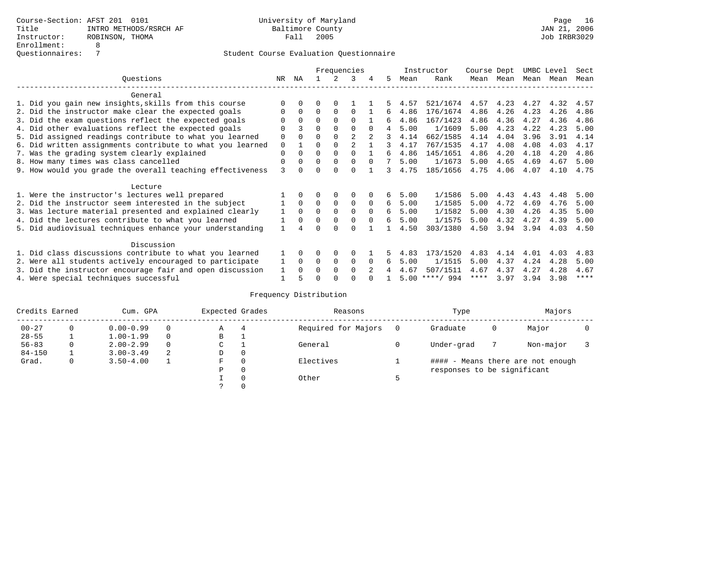Course-Section: AFST 201 0101
Title: INTRO METHODS/RSRCH AF
Instructor: ROBINSON, THOMA
Enrollment: 8
Questionnaires: 7

University of Maryland
Baltimore County
Fall 2005

JAN 21, 2006
Job IRBR3029

## Student Course Evaluation Questionnaire

| Questions | NR | NA | 1 | 2 | 3 | 4 | 5 | Instructor Mean | Instructor Rank | Course Mean | Dept Mean | UMBC Mean | Level Mean | Sect Mean |
|---|---|---|---|---|---|---|---|---|---|---|---|---|---|---|
| **General** | | | | | | | | | | | | | | |
| 1. Did you gain new insights,skills from this course | 0 | 0 | 0 | 0 | 1 | 1 | 5 | 4.57 | 521/1674 | 4.57 | 4.23 | 4.27 | 4.32 | 4.57 |
| 2. Did the instructor make clear the expected goals | 0 | 0 | 0 | 0 | 0 | 1 | 6 | 4.86 | 176/1674 | 4.86 | 4.26 | 4.23 | 4.26 | 4.86 |
| 3. Did the exam questions reflect the expected goals | 0 | 0 | 0 | 0 | 0 | 1 | 6 | 4.86 | 167/1423 | 4.86 | 4.36 | 4.27 | 4.36 | 4.86 |
| 4. Did other evaluations reflect the expected goals | 0 | 3 | 0 | 0 | 0 | 0 | 4 | 5.00 | 1/1609 | 5.00 | 4.23 | 4.22 | 4.23 | 5.00 |
| 5. Did assigned readings contribute to what you learned | 0 | 0 | 0 | 0 | 2 | 2 | 3 | 4.14 | 662/1585 | 4.14 | 4.04 | 3.96 | 3.91 | 4.14 |
| 6. Did written assignments contribute to what you learned | 0 | 1 | 0 | 0 | 2 | 1 | 3 | 4.17 | 767/1535 | 4.17 | 4.08 | 4.08 | 4.03 | 4.17 |
| 7. Was the grading system clearly explained | 0 | 0 | 0 | 0 | 0 | 1 | 6 | 4.86 | 145/1651 | 4.86 | 4.20 | 4.18 | 4.20 | 4.86 |
| 8. How many times was class cancelled | 0 | 0 | 0 | 0 | 0 | 0 | 7 | 5.00 | 1/1673 | 5.00 | 4.65 | 4.69 | 4.67 | 5.00 |
| 9. How would you grade the overall teaching effectiveness | 3 | 0 | 0 | 0 | 0 | 1 | 3 | 4.75 | 185/1656 | 4.75 | 4.06 | 4.07 | 4.10 | 4.75 |
| **Lecture** | | | | | | | | | | | | | | |
| 1. Were the instructor's lectures well prepared | 1 | 0 | 0 | 0 | 0 | 0 | 6 | 5.00 | 1/1586 | 5.00 | 4.43 | 4.43 | 4.48 | 5.00 |
| 2. Did the instructor seem interested in the subject | 1 | 0 | 0 | 0 | 0 | 0 | 6 | 5.00 | 1/1585 | 5.00 | 4.72 | 4.69 | 4.76 | 5.00 |
| 3. Was lecture material presented and explained clearly | 1 | 0 | 0 | 0 | 0 | 0 | 6 | 5.00 | 1/1582 | 5.00 | 4.30 | 4.26 | 4.35 | 5.00 |
| 4. Did the lectures contribute to what you learned | 1 | 0 | 0 | 0 | 0 | 0 | 6 | 5.00 | 1/1575 | 5.00 | 4.32 | 4.27 | 4.39 | 5.00 |
| 5. Did audiovisual techniques enhance your understanding | 1 | 4 | 0 | 0 | 0 | 1 | 1 | 4.50 | 303/1380 | 4.50 | 3.94 | 3.94 | 4.03 | 4.50 |
| **Discussion** | | | | | | | | | | | | | | |
| 1. Did class discussions contribute to what you learned | 1 | 0 | 0 | 0 | 0 | 1 | 5 | 4.83 | 173/1520 | 4.83 | 4.14 | 4.01 | 4.03 | 4.83 |
| 2. Were all students actively encouraged to participate | 1 | 0 | 0 | 0 | 0 | 0 | 6 | 5.00 | 1/1515 | 5.00 | 4.37 | 4.24 | 4.28 | 5.00 |
| 3. Did the instructor encourage fair and open discussion | 1 | 0 | 0 | 0 | 0 | 2 | 4 | 4.67 | 507/1511 | 4.67 | 4.37 | 4.27 | 4.28 | 4.67 |
| 4. Were special techniques successful | 1 | 5 | 0 | 0 | 0 | 0 | 1 | 5.00 | ****/ 994 | **** | 3.97 | 3.94 | 3.98 | **** |

## Frequency Distribution

| Credits Earned | | Cum. GPA | | Expected Grades | | Reasons | | Type | | Majors | |
|---|---|---|---|---|---|---|---|---|---|---|---|
| 00-27 | 0 | 0.00-0.99 | 0 | A | 4 | Required for Majors | 0 | Graduate | 0 | Major | 0 |
| 28-55 | 1 | 1.00-1.99 | 0 | B | 1 | | | | | | |
| 56-83 | 0 | 2.00-2.99 | 0 | C | 1 | General | 0 | Under-grad | 7 | Non-major | 3 |
| 84-150 | 1 | 3.00-3.49 | 2 | D | 0 | | | | | | |
| Grad. | 0 | 3.50-4.00 | 1 | F | 0 | Electives | 1 | #### - Means there are not enough responses to be significant | | | |
| | | | | P | 0 | | | | | | |
| | | | | I | 0 | Other | 5 | | | | |
| | | | | ? | 0 | | | | | | |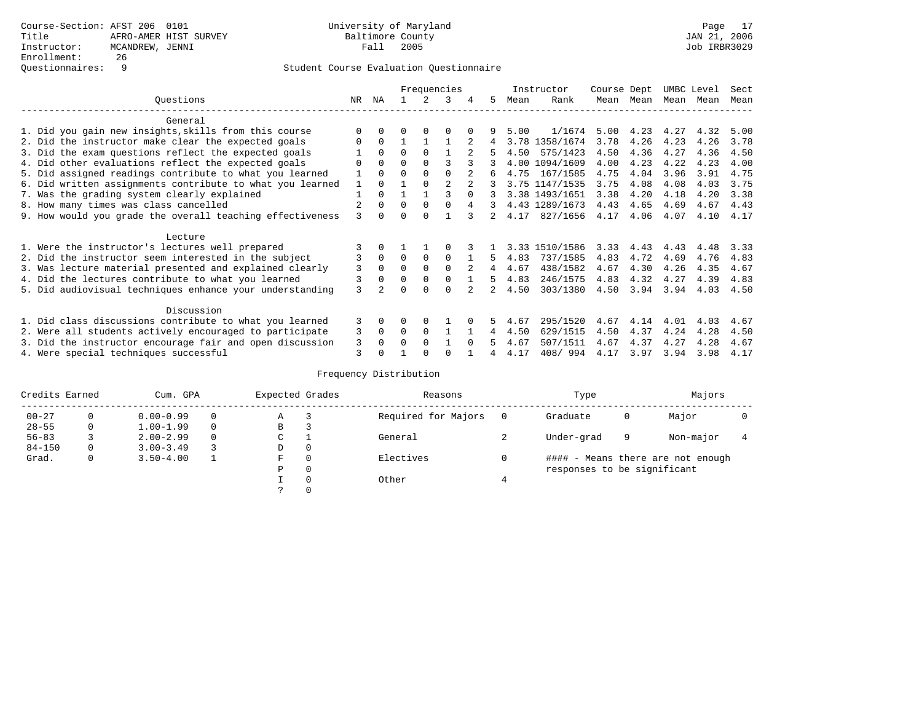Course-Section: AFST 206 0101
Title: AFRO-AMER HIST SURVEY
Instructor: MCANDREW, JENNI
Enrollment: 26
Questionnaires: 9

University of Maryland
Baltimore County
Fall 2005

JAN 21, 2006
Job IRBR3029

Student Course Evaluation Questionnaire

| Questions | NR | NA | 1 | 2 | 3 | 4 | 5 | Instructor Mean | Instructor Rank | Course Mean | Dept Mean | UMBC Mean | Level Mean | Sect Mean |
|---|---|---|---|---|---|---|---|---|---|---|---|---|---|---|
| **General** | | | | | | | | | | | | | | |
| 1. Did you gain new insights,skills from this course | 0 | 0 | 0 | 0 | 0 | 0 | 9 | 5.00 | 1/1674 | 5.00 | 4.23 | 4.27 | 4.32 | 5.00 |
| 2. Did the instructor make clear the expected goals | 0 | 0 | 1 | 1 | 1 | 2 | 4 | 3.78 | 1358/1674 | 3.78 | 4.26 | 4.23 | 4.26 | 3.78 |
| 3. Did the exam questions reflect the expected goals | 1 | 0 | 0 | 0 | 1 | 2 | 5 | 4.50 | 575/1423 | 4.50 | 4.36 | 4.27 | 4.36 | 4.50 |
| 4. Did other evaluations reflect the expected goals | 0 | 0 | 0 | 0 | 3 | 3 | 3 | 4.00 | 1094/1609 | 4.00 | 4.23 | 4.22 | 4.23 | 4.00 |
| 5. Did assigned readings contribute to what you learned | 1 | 0 | 0 | 0 | 0 | 2 | 6 | 4.75 | 167/1585 | 4.75 | 4.04 | 3.96 | 3.91 | 4.75 |
| 6. Did written assignments contribute to what you learned | 1 | 0 | 1 | 0 | 2 | 2 | 3 | 3.75 | 1147/1535 | 3.75 | 4.08 | 4.08 | 4.03 | 3.75 |
| 7. Was the grading system clearly explained | 1 | 0 | 1 | 1 | 3 | 0 | 3 | 3.38 | 1493/1651 | 3.38 | 4.20 | 4.18 | 4.20 | 3.38 |
| 8. How many times was class cancelled | 2 | 0 | 0 | 0 | 0 | 4 | 3 | 4.43 | 1289/1673 | 4.43 | 4.65 | 4.69 | 4.67 | 4.43 |
| 9. How would you grade the overall teaching effectiveness | 3 | 0 | 0 | 0 | 1 | 3 | 2 | 4.17 | 827/1656 | 4.17 | 4.06 | 4.07 | 4.10 | 4.17 |
| **Lecture** | | | | | | | | | | | | | | |
| 1. Were the instructor's lectures well prepared | 3 | 0 | 1 | 1 | 0 | 3 | 1 | 3.33 | 1510/1586 | 3.33 | 4.43 | 4.43 | 4.48 | 3.33 |
| 2. Did the instructor seem interested in the subject | 3 | 0 | 0 | 0 | 0 | 1 | 5 | 4.83 | 737/1585 | 4.83 | 4.72 | 4.69 | 4.76 | 4.83 |
| 3. Was lecture material presented and explained clearly | 3 | 0 | 0 | 0 | 0 | 2 | 4 | 4.67 | 438/1582 | 4.67 | 4.30 | 4.26 | 4.35 | 4.67 |
| 4. Did the lectures contribute to what you learned | 3 | 0 | 0 | 0 | 0 | 1 | 5 | 4.83 | 246/1575 | 4.83 | 4.32 | 4.27 | 4.39 | 4.83 |
| 5. Did audiovisual techniques enhance your understanding | 3 | 2 | 0 | 0 | 0 | 2 | 2 | 4.50 | 303/1380 | 4.50 | 3.94 | 3.94 | 4.03 | 4.50 |
| **Discussion** | | | | | | | | | | | | | | |
| 1. Did class discussions contribute to what you learned | 3 | 0 | 0 | 0 | 1 | 0 | 5 | 4.67 | 295/1520 | 4.67 | 4.14 | 4.01 | 4.03 | 4.67 |
| 2. Were all students actively encouraged to participate | 3 | 0 | 0 | 0 | 1 | 1 | 4 | 4.50 | 629/1515 | 4.50 | 4.37 | 4.24 | 4.28 | 4.50 |
| 3. Did the instructor encourage fair and open discussion | 3 | 0 | 0 | 0 | 1 | 0 | 5 | 4.67 | 507/1511 | 4.67 | 4.37 | 4.27 | 4.28 | 4.67 |
| 4. Were special techniques successful | 3 | 0 | 1 | 0 | 0 | 1 | 4 | 4.17 | 408/ 994 | 4.17 | 3.97 | 3.94 | 3.98 | 4.17 |

Frequency Distribution

| Credits Earned | | Cum. GPA | | Expected Grades | | Reasons | | Type | | Majors | |
|---|---|---|---|---|---|---|---|---|---|---|---|
| 00-27 | 0 | 0.00-0.99 | 0 | A | 3 | Required for Majors | 0 | Graduate | 0 | Major | 0 |
| 28-55 | 0 | 1.00-1.99 | 0 | B | 3 | | | | | | |
| 56-83 | 3 | 2.00-2.99 | 0 | C | 1 | General | 2 | Under-grad | 9 | Non-major | 4 |
| 84-150 | 0 | 3.00-3.49 | 3 | D | 0 | | | | | | |
| Grad. | 0 | 3.50-4.00 | 1 | F | 0 | Electives | 0 | | | | |
| | | | | P | 0 | | | | | | |
| | | | | I | 0 | Other | 4 | | | | |
| | | | | ? | 0 | | | | | | |

#### - Means there are not enough responses to be significant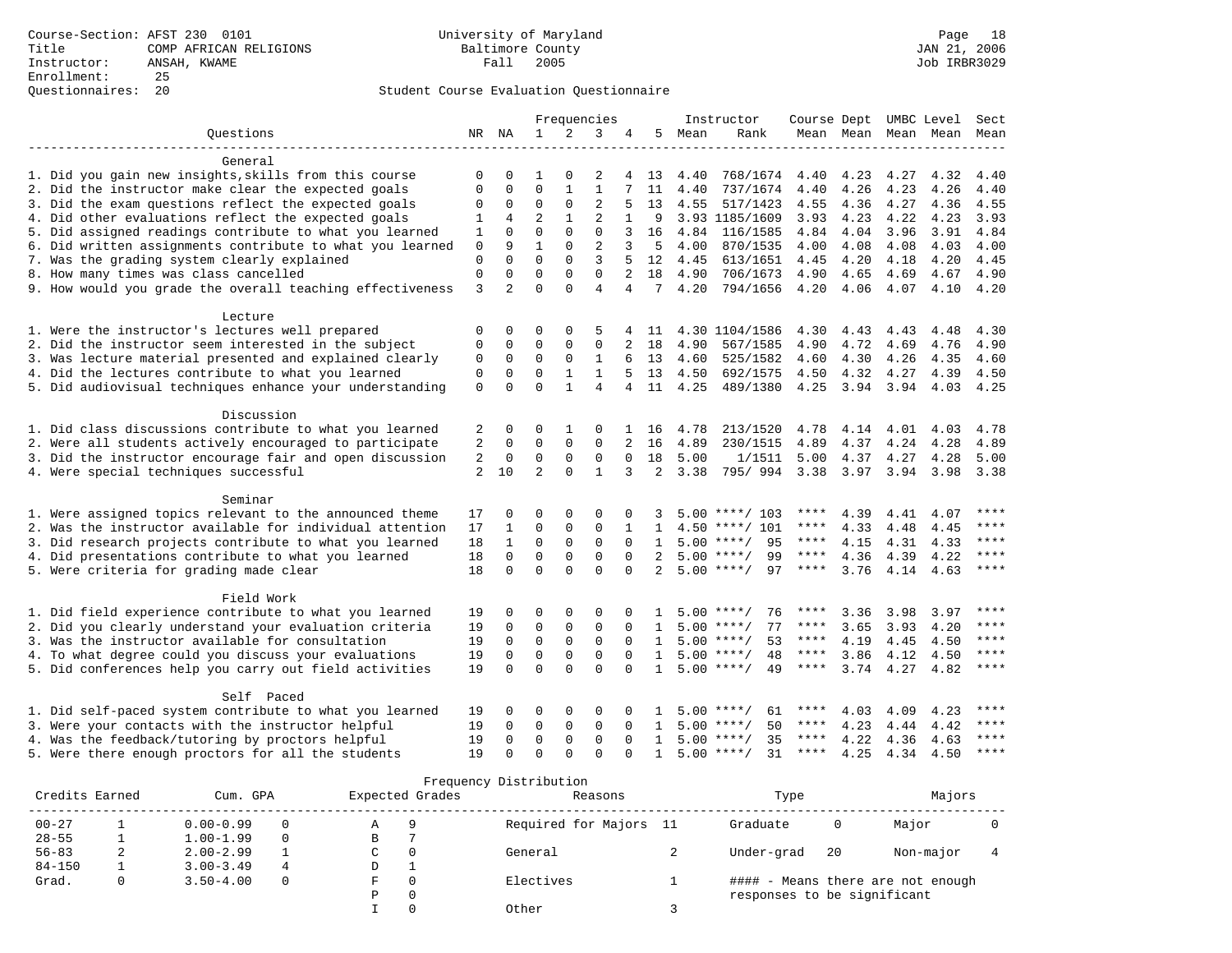Course-Section: AFST 230 0101
Title: COMP AFRICAN RELIGIONS
Instructor: ANSAH, KWAME
Enrollment: 25
Questionnaires: 20

University of Maryland
Baltimore County
Fall 2005

JAN 21, 2006
Job IRBR3029

## Student Course Evaluation Questionnaire

| Questions | NR | NA | 1 | 2 | 3 | 4 | 5 | Instructor Mean | Rank | Course Mean | Dept Mean | UMBC Level Mean | Level Mean | Sect Mean |
|---|---|---|---|---|---|---|---|---|---|---|---|---|---|---|
| **General** | | | | | | | | | | | | | | |
| 1. Did you gain new insights,skills from this course | 0 | 0 | 1 | 0 | 2 | 4 | 13 | 4.40 | 768/1674 | 4.40 | 4.23 | 4.27 | 4.32 | 4.40 |
| 2. Did the instructor make clear the expected goals | 0 | 0 | 0 | 1 | 1 | 7 | 11 | 4.40 | 737/1674 | 4.40 | 4.26 | 4.23 | 4.26 | 4.40 |
| 3. Did the exam questions reflect the expected goals | 0 | 0 | 0 | 0 | 2 | 5 | 13 | 4.55 | 517/1423 | 4.55 | 4.36 | 4.27 | 4.36 | 4.55 |
| 4. Did other evaluations reflect the expected goals | 1 | 4 | 2 | 1 | 2 | 1 | 9 | 3.93 | 1185/1609 | 3.93 | 4.23 | 4.22 | 4.23 | 3.93 |
| 5. Did assigned readings contribute to what you learned | 1 | 0 | 0 | 0 | 0 | 3 | 16 | 4.84 | 116/1585 | 4.84 | 4.04 | 3.96 | 3.91 | 4.84 |
| 6. Did written assignments contribute to what you learned | 0 | 9 | 1 | 0 | 2 | 3 | 5 | 4.00 | 870/1535 | 4.00 | 4.08 | 4.08 | 4.03 | 4.00 |
| 7. Was the grading system clearly explained | 0 | 0 | 0 | 0 | 3 | 5 | 12 | 4.45 | 613/1651 | 4.45 | 4.20 | 4.18 | 4.20 | 4.45 |
| 8. How many times was class cancelled | 0 | 0 | 0 | 0 | 0 | 2 | 18 | 4.90 | 706/1673 | 4.90 | 4.65 | 4.69 | 4.67 | 4.90 |
| 9. How would you grade the overall teaching effectiveness | 3 | 2 | 0 | 0 | 4 | 4 | 7 | 4.20 | 794/1656 | 4.20 | 4.06 | 4.07 | 4.10 | 4.20 |
| **Lecture** | | | | | | | | | | | | | | |
| 1. Were the instructor's lectures well prepared | 0 | 0 | 0 | 0 | 5 | 4 | 11 | 4.30 | 1104/1586 | 4.30 | 4.43 | 4.43 | 4.48 | 4.30 |
| 2. Did the instructor seem interested in the subject | 0 | 0 | 0 | 0 | 0 | 2 | 18 | 4.90 | 567/1585 | 4.90 | 4.72 | 4.69 | 4.76 | 4.90 |
| 3. Was lecture material presented and explained clearly | 0 | 0 | 0 | 0 | 1 | 6 | 13 | 4.60 | 525/1582 | 4.60 | 4.30 | 4.26 | 4.35 | 4.60 |
| 4. Did the lectures contribute to what you learned | 0 | 0 | 0 | 1 | 1 | 5 | 13 | 4.50 | 692/1575 | 4.50 | 4.32 | 4.27 | 4.39 | 4.50 |
| 5. Did audiovisual techniques enhance your understanding | 0 | 0 | 0 | 1 | 4 | 4 | 11 | 4.25 | 489/1380 | 4.25 | 3.94 | 3.94 | 4.03 | 4.25 |
| **Discussion** | | | | | | | | | | | | | | |
| 1. Did class discussions contribute to what you learned | 2 | 0 | 0 | 1 | 0 | 1 | 16 | 4.78 | 213/1520 | 4.78 | 4.14 | 4.01 | 4.03 | 4.78 |
| 2. Were all students actively encouraged to participate | 2 | 0 | 0 | 0 | 0 | 2 | 16 | 4.89 | 230/1515 | 4.89 | 4.37 | 4.24 | 4.28 | 4.89 |
| 3. Did the instructor encourage fair and open discussion | 2 | 0 | 0 | 0 | 0 | 0 | 18 | 5.00 | 1/1511 | 5.00 | 4.37 | 4.27 | 4.28 | 5.00 |
| 4. Were special techniques successful | 2 | 10 | 2 | 0 | 1 | 3 | 2 | 3.38 | 795/ 994 | 3.38 | 3.97 | 3.94 | 3.98 | 3.38 |
| **Seminar** | | | | | | | | | | | | | | |
| 1. Were assigned topics relevant to the announced theme | 17 | 0 | 0 | 0 | 0 | 0 | 3 | 5.00 | \*\*\*\*/ 103 | \*\*\*\* | 4.39 | 4.41 | 4.07 | \*\*\*\* |
| 2. Was the instructor available for individual attention | 17 | 1 | 0 | 0 | 0 | 1 | 1 | 4.50 | \*\*\*\*/ 101 | \*\*\*\* | 4.33 | 4.48 | 4.45 | \*\*\*\* |
| 3. Did research projects contribute to what you learned | 18 | 1 | 0 | 0 | 0 | 0 | 1 | 5.00 | \*\*\*\*/ 95 | \*\*\*\* | 4.15 | 4.31 | 4.33 | \*\*\*\* |
| 4. Did presentations contribute to what you learned | 18 | 0 | 0 | 0 | 0 | 0 | 2 | 5.00 | \*\*\*\*/ 99 | \*\*\*\* | 4.36 | 4.39 | 4.22 | \*\*\*\* |
| 5. Were criteria for grading made clear | 18 | 0 | 0 | 0 | 0 | 0 | 2 | 5.00 | \*\*\*\*/ 97 | \*\*\*\* | 3.76 | 4.14 | 4.63 | \*\*\*\* |
| **Field Work** | | | | | | | | | | | | | | |
| 1. Did field experience contribute to what you learned | 19 | 0 | 0 | 0 | 0 | 0 | 1 | 5.00 | \*\*\*\*/ 76 | \*\*\*\* | 3.36 | 3.98 | 3.97 | \*\*\*\* |
| 2. Did you clearly understand your evaluation criteria | 19 | 0 | 0 | 0 | 0 | 0 | 1 | 5.00 | \*\*\*\*/ 77 | \*\*\*\* | 3.65 | 3.93 | 4.20 | \*\*\*\* |
| 3. Was the instructor available for consultation | 19 | 0 | 0 | 0 | 0 | 0 | 1 | 5.00 | \*\*\*\*/ 53 | \*\*\*\* | 4.19 | 4.45 | 4.50 | \*\*\*\* |
| 4. To what degree could you discuss your evaluations | 19 | 0 | 0 | 0 | 0 | 0 | 1 | 5.00 | \*\*\*\*/ 48 | \*\*\*\* | 3.86 | 4.12 | 4.50 | \*\*\*\* |
| 5. Did conferences help you carry out field activities | 19 | 0 | 0 | 0 | 0 | 0 | 1 | 5.00 | \*\*\*\*/ 49 | \*\*\*\* | 3.74 | 4.27 | 4.82 | \*\*\*\* |
| **Self Paced** | | | | | | | | | | | | | | |
| 1. Did self-paced system contribute to what you learned | 19 | 0 | 0 | 0 | 0 | 0 | 1 | 5.00 | \*\*\*\*/ 61 | \*\*\*\* | 4.03 | 4.09 | 4.23 | \*\*\*\* |
| 3. Were your contacts with the instructor helpful | 19 | 0 | 0 | 0 | 0 | 0 | 1 | 5.00 | \*\*\*\*/ 50 | \*\*\*\* | 4.23 | 4.44 | 4.42 | \*\*\*\* |
| 4. Was the feedback/tutoring by proctors helpful | 19 | 0 | 0 | 0 | 0 | 0 | 1 | 5.00 | \*\*\*\*/ 35 | \*\*\*\* | 4.22 | 4.36 | 4.63 | \*\*\*\* |
| 5. Were there enough proctors for all the students | 19 | 0 | 0 | 0 | 0 | 0 | 1 | 5.00 | \*\*\*\*/ 31 | \*\*\*\* | 4.25 | 4.34 | 4.50 | \*\*\*\* |

### Frequency Distribution

| Credits Earned | | Cum. GPA | | Expected Grades | | Reasons | | Type | | Majors | |
|---|---|---|---|---|---|---|---|---|---|---|---|
| 00-27 | 1 | 0.00-0.99 | 0 | A | 9 | Required for Majors | 11 | Graduate | 0 | Major | 0 |
| 28-55 | 1 | 1.00-1.99 | 0 | B | 7 | | | | | | |
| 56-83 | 2 | 2.00-2.99 | 1 | C | 0 | General | 2 | Under-grad | 20 | Non-major | 4 |
| 84-150 | 1 | 3.00-3.49 | 4 | D | 1 | | | | | | |
| Grad. | 0 | 3.50-4.00 | 0 | F | 0 | Electives | 1 | | | | |
| | | | | P | 0 | | | | | | |
| | | | | I | 0 | Other | 3 | | | | |

#### - Means there are not enough responses to be significant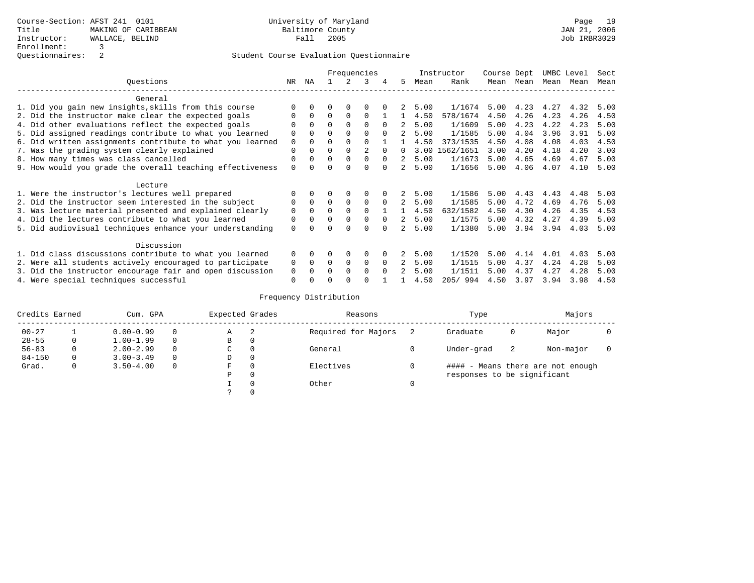Course-Section: AFST 241 0101
Title: MAKING OF CARIBBEAN
Instructor: WALLACE, BELIND
Enrollment: 3
Questionnaires: 2

University of Maryland
Baltimore County
Fall 2005

JAN 21, 2006
Job IRBR3029

## Student Course Evaluation Questionnaire

| Questions | NR | NA | 1 | 2 | 3 | 4 | 5 | Instructor Mean | Instructor Rank | Course Mean | Dept Mean | UMBC Mean | Level Mean | Sect Mean |
|---|---|---|---|---|---|---|---|---|---|---|---|---|---|---|
| **General** | | | | | | | | | | | | | | |
| 1. Did you gain new insights,skills from this course | 0 | 0 | 0 | 0 | 0 | 0 | 2 | 5.00 | 1/1674 | 5.00 | 4.23 | 4.27 | 4.32 | 5.00 |
| 2. Did the instructor make clear the expected goals | 0 | 0 | 0 | 0 | 0 | 1 | 1 | 4.50 | 578/1674 | 4.50 | 4.26 | 4.23 | 4.26 | 4.50 |
| 4. Did other evaluations reflect the expected goals | 0 | 0 | 0 | 0 | 0 | 0 | 2 | 5.00 | 1/1609 | 5.00 | 4.23 | 4.22 | 4.23 | 5.00 |
| 5. Did assigned readings contribute to what you learned | 0 | 0 | 0 | 0 | 0 | 0 | 2 | 5.00 | 1/1585 | 5.00 | 4.04 | 3.96 | 3.91 | 5.00 |
| 6. Did written assignments contribute to what you learned | 0 | 0 | 0 | 0 | 0 | 1 | 1 | 4.50 | 373/1535 | 4.50 | 4.08 | 4.08 | 4.03 | 4.50 |
| 7. Was the grading system clearly explained | 0 | 0 | 0 | 0 | 2 | 0 | 0 | 3.00 | 1562/1651 | 3.00 | 4.20 | 4.18 | 4.20 | 3.00 |
| 8. How many times was class cancelled | 0 | 0 | 0 | 0 | 0 | 0 | 2 | 5.00 | 1/1673 | 5.00 | 4.65 | 4.69 | 4.67 | 5.00 |
| 9. How would you grade the overall teaching effectiveness | 0 | 0 | 0 | 0 | 0 | 0 | 2 | 5.00 | 1/1656 | 5.00 | 4.06 | 4.07 | 4.10 | 5.00 |
| **Lecture** | | | | | | | | | | | | | | |
| 1. Were the instructor's lectures well prepared | 0 | 0 | 0 | 0 | 0 | 0 | 2 | 5.00 | 1/1586 | 5.00 | 4.43 | 4.43 | 4.48 | 5.00 |
| 2. Did the instructor seem interested in the subject | 0 | 0 | 0 | 0 | 0 | 0 | 2 | 5.00 | 1/1585 | 5.00 | 4.72 | 4.69 | 4.76 | 5.00 |
| 3. Was lecture material presented and explained clearly | 0 | 0 | 0 | 0 | 0 | 1 | 1 | 4.50 | 632/1582 | 4.50 | 4.30 | 4.26 | 4.35 | 4.50 |
| 4. Did the lectures contribute to what you learned | 0 | 0 | 0 | 0 | 0 | 0 | 2 | 5.00 | 1/1575 | 5.00 | 4.32 | 4.27 | 4.39 | 5.00 |
| 5. Did audiovisual techniques enhance your understanding | 0 | 0 | 0 | 0 | 0 | 0 | 2 | 5.00 | 1/1380 | 5.00 | 3.94 | 3.94 | 4.03 | 5.00 |
| **Discussion** | | | | | | | | | | | | | | |
| 1. Did class discussions contribute to what you learned | 0 | 0 | 0 | 0 | 0 | 0 | 2 | 5.00 | 1/1520 | 5.00 | 4.14 | 4.01 | 4.03 | 5.00 |
| 2. Were all students actively encouraged to participate | 0 | 0 | 0 | 0 | 0 | 0 | 2 | 5.00 | 1/1515 | 5.00 | 4.37 | 4.24 | 4.28 | 5.00 |
| 3. Did the instructor encourage fair and open discussion | 0 | 0 | 0 | 0 | 0 | 0 | 2 | 5.00 | 1/1511 | 5.00 | 4.37 | 4.27 | 4.28 | 5.00 |
| 4. Were special techniques successful | 0 | 0 | 0 | 0 | 0 | 1 | 1 | 4.50 | 205/ 994 | 4.50 | 3.97 | 3.94 | 3.98 | 4.50 |

## Frequency Distribution

| Credits Earned | | Cum. GPA | | Expected Grades | | Reasons | | Type | | Majors | |
|---|---|---|---|---|---|---|---|---|---|---|---|
| 00-27 | 1 | 0.00-0.99 | 0 | A | 2 | Required for Majors | 2 | Graduate | 0 | Major | 0 |
| 28-55 | 0 | 1.00-1.99 | 0 | B | 0 | | | | | | |
| 56-83 | 0 | 2.00-2.99 | 0 | C | 0 | General | 0 | Under-grad | 2 | Non-major | 0 |
| 84-150 | 0 | 3.00-3.49 | 0 | D | 0 | | | | | | |
| Grad. | 0 | 3.50-4.00 | 0 | F | 0 | Electives | 0 | #### - Means there are not enough responses to be significant | | | |
| | | | | P | 0 | | | | | | |
| | | | | I | 0 | Other | 0 | | | | |
| | | | | ? | 0 | | | | | | |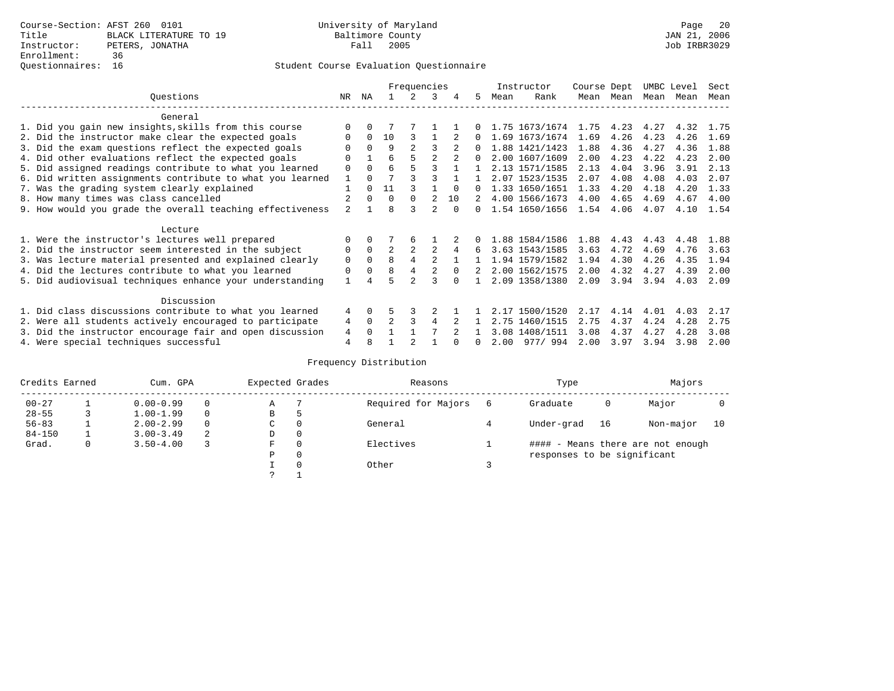Course-Section: AFST 260 0101
Title: BLACK LITERATURE TO 19
Instructor: PETERS, JONATHA
Enrollment: 36
Questionnaires: 16

University of Maryland
Baltimore County
Fall 2005

JAN 21, 2006
Job IRBR3029

## Student Course Evaluation Questionnaire

| Questions | NR | NA | 1 | 2 | 3 | 4 | 5 | Instructor Mean | Instructor Rank | Course Mean | Dept Mean | UMBC Mean | Level Mean | Sect Mean |
|---|---|---|---|---|---|---|---|---|---|---|---|---|---|---|
| **General** | | | | | | | | | | | | | | |
| 1. Did you gain new insights,skills from this course | 0 | 0 | 7 | 7 | 1 | 1 | 0 | 1.75 | 1673/1674 | 1.75 | 4.23 | 4.27 | 4.32 | 1.75 |
| 2. Did the instructor make clear the expected goals | 0 | 0 | 10 | 3 | 1 | 2 | 0 | 1.69 | 1673/1674 | 1.69 | 4.26 | 4.23 | 4.26 | 1.69 |
| 3. Did the exam questions reflect the expected goals | 0 | 0 | 9 | 2 | 3 | 2 | 0 | 1.88 | 1421/1423 | 1.88 | 4.36 | 4.27 | 4.36 | 1.88 |
| 4. Did other evaluations reflect the expected goals | 0 | 1 | 6 | 5 | 2 | 2 | 0 | 2.00 | 1607/1609 | 2.00 | 4.23 | 4.22 | 4.23 | 2.00 |
| 5. Did assigned readings contribute to what you learned | 0 | 0 | 6 | 5 | 3 | 1 | 1 | 2.13 | 1571/1585 | 2.13 | 4.04 | 3.96 | 3.91 | 2.13 |
| 6. Did written assignments contribute to what you learned | 1 | 0 | 7 | 3 | 3 | 1 | 1 | 2.07 | 1523/1535 | 2.07 | 4.08 | 4.08 | 4.03 | 2.07 |
| 7. Was the grading system clearly explained | 1 | 0 | 11 | 3 | 1 | 0 | 0 | 1.33 | 1650/1651 | 1.33 | 4.20 | 4.18 | 4.20 | 1.33 |
| 8. How many times was class cancelled | 2 | 0 | 0 | 0 | 2 | 10 | 2 | 4.00 | 1566/1673 | 4.00 | 4.65 | 4.69 | 4.67 | 4.00 |
| 9. How would you grade the overall teaching effectiveness | 2 | 1 | 8 | 3 | 2 | 0 | 0 | 1.54 | 1650/1656 | 1.54 | 4.06 | 4.07 | 4.10 | 1.54 |
| **Lecture** | | | | | | | | | | | | | | |
| 1. Were the instructor's lectures well prepared | 0 | 0 | 7 | 6 | 1 | 2 | 0 | 1.88 | 1584/1586 | 1.88 | 4.43 | 4.43 | 4.48 | 1.88 |
| 2. Did the instructor seem interested in the subject | 0 | 0 | 2 | 2 | 2 | 4 | 6 | 3.63 | 1543/1585 | 3.63 | 4.72 | 4.69 | 4.76 | 3.63 |
| 3. Was lecture material presented and explained clearly | 0 | 0 | 8 | 4 | 2 | 1 | 1 | 1.94 | 1579/1582 | 1.94 | 4.30 | 4.26 | 4.35 | 1.94 |
| 4. Did the lectures contribute to what you learned | 0 | 0 | 8 | 4 | 2 | 0 | 2 | 2.00 | 1562/1575 | 2.00 | 4.32 | 4.27 | 4.39 | 2.00 |
| 5. Did audiovisual techniques enhance your understanding | 1 | 4 | 5 | 2 | 3 | 0 | 1 | 2.09 | 1358/1380 | 2.09 | 3.94 | 3.94 | 4.03 | 2.09 |
| **Discussion** | | | | | | | | | | | | | | |
| 1. Did class discussions contribute to what you learned | 4 | 0 | 5 | 3 | 2 | 1 | 1 | 2.17 | 1500/1520 | 2.17 | 4.14 | 4.01 | 4.03 | 2.17 |
| 2. Were all students actively encouraged to participate | 4 | 0 | 2 | 3 | 4 | 2 | 1 | 2.75 | 1460/1515 | 2.75 | 4.37 | 4.24 | 4.28 | 2.75 |
| 3. Did the instructor encourage fair and open discussion | 4 | 0 | 1 | 1 | 7 | 2 | 1 | 3.08 | 1408/1511 | 3.08 | 4.37 | 4.27 | 4.28 | 3.08 |
| 4. Were special techniques successful | 4 | 8 | 1 | 2 | 1 | 0 | 0 | 2.00 | 977/ 994 | 2.00 | 3.97 | 3.94 | 3.98 | 2.00 |

## Frequency Distribution

| Credits Earned | | Cum. GPA | | Expected Grades | | Reasons | | Type | | Majors | |
|---|---|---|---|---|---|---|---|---|---|---|---|
| 00-27 | 1 | 0.00-0.99 | 0 | A | 7 | Required for Majors | 6 | Graduate | 0 | Major | 0 |
| 28-55 | 3 | 1.00-1.99 | 0 | B | 5 | | | | | | |
| 56-83 | 1 | 2.00-2.99 | 0 | C | 0 | General | 4 | Under-grad | 16 | Non-major | 10 |
| 84-150 | 1 | 3.00-3.49 | 2 | D | 0 | | | | | | |
| Grad. | 0 | 3.50-4.00 | 3 | F | 0 | Electives | 1 | #### - Means there are not enough responses to be significant | | | |
| | | | | P | 0 | | | | | | |
| | | | | I | 0 | Other | 3 | | | | |
| | | | | ? | 1 | | | | | | |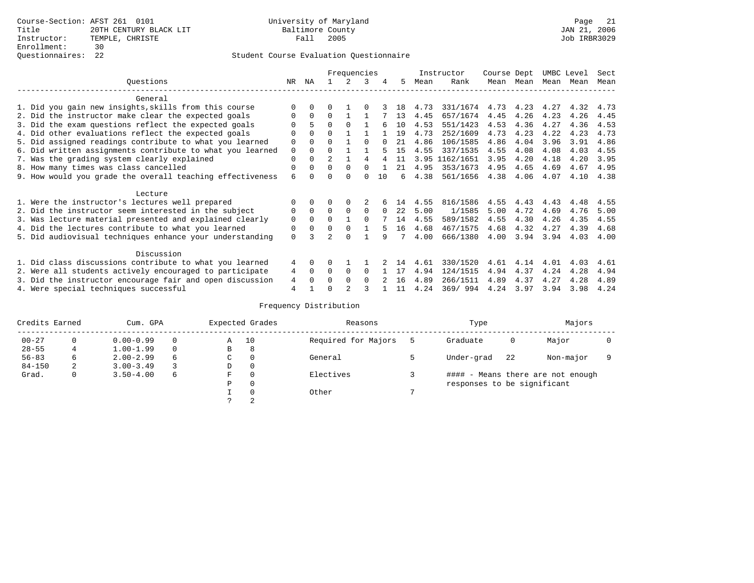Course-Section: AFST 261 0101
Title: 20TH CENTURY BLACK LIT
Instructor: TEMPLE, CHRISTE
Enrollment: 30
Questionnaires: 22

University of Maryland
Baltimore County
Fall 2005

JAN 21, 2006
Job IRBR3029

Student Course Evaluation Questionnaire

| Questions | NR | NA | 1 | 2 | 3 | 4 | 5 | Instructor Mean | Instructor Rank | Course Mean | Dept Mean | UMBC Mean | Level Mean | Sect Mean |
|---|---|---|---|---|---|---|---|---|---|---|---|---|---|---|
| **General** | | | | | | | | | | | | | | |
| 1. Did you gain new insights,skills from this course | 0 | 0 | 0 | 1 | 0 | 3 | 18 | 4.73 | 331/1674 | 4.73 | 4.23 | 4.27 | 4.32 | 4.73 |
| 2. Did the instructor make clear the expected goals | 0 | 0 | 0 | 1 | 1 | 7 | 13 | 4.45 | 657/1674 | 4.45 | 4.26 | 4.23 | 4.26 | 4.45 |
| 3. Did the exam questions reflect the expected goals | 0 | 5 | 0 | 0 | 1 | 6 | 10 | 4.53 | 551/1423 | 4.53 | 4.36 | 4.27 | 4.36 | 4.53 |
| 4. Did other evaluations reflect the expected goals | 0 | 0 | 0 | 1 | 1 | 1 | 19 | 4.73 | 252/1609 | 4.73 | 4.23 | 4.22 | 4.23 | 4.73 |
| 5. Did assigned readings contribute to what you learned | 0 | 0 | 0 | 1 | 0 | 0 | 21 | 4.86 | 106/1585 | 4.86 | 4.04 | 3.96 | 3.91 | 4.86 |
| 6. Did written assignments contribute to what you learned | 0 | 0 | 0 | 1 | 1 | 5 | 15 | 4.55 | 337/1535 | 4.55 | 4.08 | 4.08 | 4.03 | 4.55 |
| 7. Was the grading system clearly explained | 0 | 0 | 2 | 1 | 4 | 4 | 11 | 3.95 | 1162/1651 | 3.95 | 4.20 | 4.18 | 4.20 | 3.95 |
| 8. How many times was class cancelled | 0 | 0 | 0 | 0 | 0 | 1 | 21 | 4.95 | 353/1673 | 4.95 | 4.65 | 4.69 | 4.67 | 4.95 |
| 9. How would you grade the overall teaching effectiveness | 6 | 0 | 0 | 0 | 0 | 10 | 6 | 4.38 | 561/1656 | 4.38 | 4.06 | 4.07 | 4.10 | 4.38 |
| **Lecture** | | | | | | | | | | | | | | |
| 1. Were the instructor's lectures well prepared | 0 | 0 | 0 | 0 | 2 | 6 | 14 | 4.55 | 816/1586 | 4.55 | 4.43 | 4.43 | 4.48 | 4.55 |
| 2. Did the instructor seem interested in the subject | 0 | 0 | 0 | 0 | 0 | 0 | 22 | 5.00 | 1/1585 | 5.00 | 4.72 | 4.69 | 4.76 | 5.00 |
| 3. Was lecture material presented and explained clearly | 0 | 0 | 0 | 1 | 0 | 7 | 14 | 4.55 | 589/1582 | 4.55 | 4.30 | 4.26 | 4.35 | 4.55 |
| 4. Did the lectures contribute to what you learned | 0 | 0 | 0 | 0 | 1 | 5 | 16 | 4.68 | 467/1575 | 4.68 | 4.32 | 4.27 | 4.39 | 4.68 |
| 5. Did audiovisual techniques enhance your understanding | 0 | 3 | 2 | 0 | 1 | 9 | 7 | 4.00 | 666/1380 | 4.00 | 3.94 | 3.94 | 4.03 | 4.00 |
| **Discussion** | | | | | | | | | | | | | | |
| 1. Did class discussions contribute to what you learned | 4 | 0 | 0 | 1 | 1 | 2 | 14 | 4.61 | 330/1520 | 4.61 | 4.14 | 4.01 | 4.03 | 4.61 |
| 2. Were all students actively encouraged to participate | 4 | 0 | 0 | 0 | 0 | 1 | 17 | 4.94 | 124/1515 | 4.94 | 4.37 | 4.24 | 4.28 | 4.94 |
| 3. Did the instructor encourage fair and open discussion | 4 | 0 | 0 | 0 | 0 | 2 | 16 | 4.89 | 266/1511 | 4.89 | 4.37 | 4.27 | 4.28 | 4.89 |
| 4. Were special techniques successful | 4 | 1 | 0 | 2 | 3 | 1 | 11 | 4.24 | 369/ 994 | 4.24 | 3.97 | 3.94 | 3.98 | 4.24 |

Frequency Distribution

| Credits Earned | | Cum. GPA | | Expected Grades | | Reasons | | Type | | Majors | |
|---|---|---|---|---|---|---|---|---|---|---|---|
| 00-27 | 0 | 0.00-0.99 | 0 | A | 10 | Required for Majors | 5 | Graduate | 0 | Major | 0 |
| 28-55 | 4 | 1.00-1.99 | 0 | B | 8 | | | | | | |
| 56-83 | 6 | 2.00-2.99 | 6 | C | 0 | General | 5 | Under-grad | 22 | Non-major | 9 |
| 84-150 | 2 | 3.00-3.49 | 3 | D | 0 | | | | | | |
| Grad. | 0 | 3.50-4.00 | 6 | F | 0 | Electives | 3 | #### - Means there are not enough responses to be significant | | | |
| | | | | P | 0 | | | | | | |
| | | | | I | 0 | Other | 7 | | | | |
| | | | | ? | 2 | | | | | | |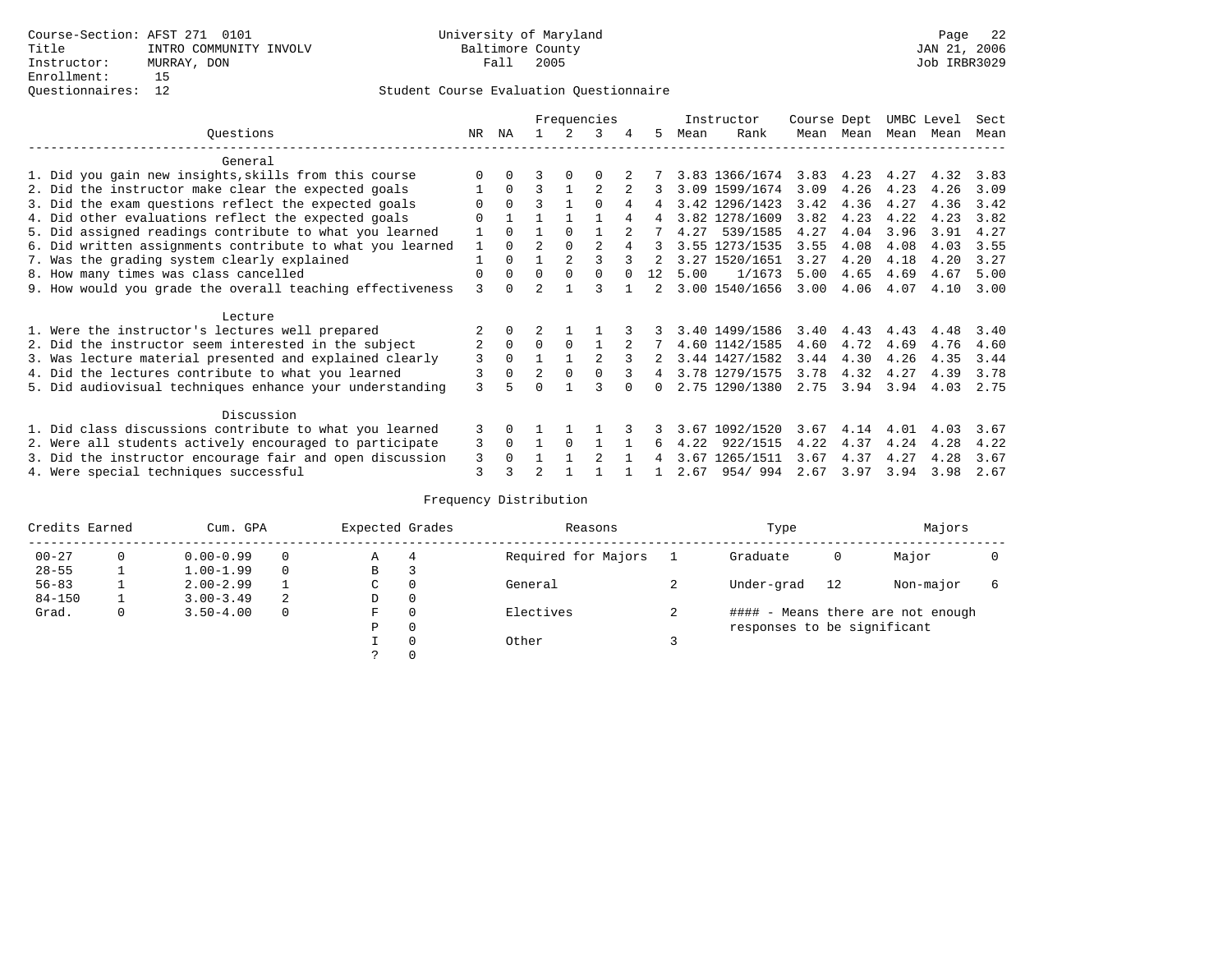Course-Section: AFST 271 0101
Title: INTRO COMMUNITY INVOLV
Instructor: MURRAY, DON
Enrollment: 15
Questionnaires: 12

University of Maryland
Baltimore County
Fall 2005

JAN 21, 2006
Job IRBR3029

Student Course Evaluation Questionnaire

| Questions | NR | NA | 1 | 2 | 3 | 4 | 5 | Instructor Mean | Instructor Rank | Course Mean | Dept Mean | UMBC Mean | Level Mean | Sect Mean |
|---|---|---|---|---|---|---|---|---|---|---|---|---|---|---|
| **General** | | | | | | | | | | | | | | |
| 1. Did you gain new insights,skills from this course | 0 | 0 | 3 | 0 | 0 | 2 | 7 | 3.83 | 1366/1674 | 3.83 | 4.23 | 4.27 | 4.32 | 3.83 |
| 2. Did the instructor make clear the expected goals | 1 | 0 | 3 | 1 | 2 | 2 | 3 | 3.09 | 1599/1674 | 3.09 | 4.26 | 4.23 | 4.26 | 3.09 |
| 3. Did the exam questions reflect the expected goals | 0 | 0 | 3 | 1 | 0 | 4 | 4 | 3.42 | 1296/1423 | 3.42 | 4.36 | 4.27 | 4.36 | 3.42 |
| 4. Did other evaluations reflect the expected goals | 0 | 1 | 1 | 1 | 1 | 4 | 4 | 3.82 | 1278/1609 | 3.82 | 4.23 | 4.22 | 4.23 | 3.82 |
| 5. Did assigned readings contribute to what you learned | 1 | 0 | 1 | 0 | 1 | 2 | 7 | 4.27 | 539/1585 | 4.27 | 4.04 | 3.96 | 3.91 | 4.27 |
| 6. Did written assignments contribute to what you learned | 1 | 0 | 2 | 0 | 2 | 4 | 3 | 3.55 | 1273/1535 | 3.55 | 4.08 | 4.08 | 4.03 | 3.55 |
| 7. Was the grading system clearly explained | 1 | 0 | 1 | 2 | 3 | 3 | 2 | 3.27 | 1520/1651 | 3.27 | 4.20 | 4.18 | 4.20 | 3.27 |
| 8. How many times was class cancelled | 0 | 0 | 0 | 0 | 0 | 0 | 12 | 5.00 | 1/1673 | 5.00 | 4.65 | 4.69 | 4.67 | 5.00 |
| 9. How would you grade the overall teaching effectiveness | 3 | 0 | 2 | 1 | 3 | 1 | 2 | 3.00 | 1540/1656 | 3.00 | 4.06 | 4.07 | 4.10 | 3.00 |
| **Lecture** | | | | | | | | | | | | | | |
| 1. Were the instructor's lectures well prepared | 2 | 0 | 2 | 1 | 1 | 3 | 3 | 3.40 | 1499/1586 | 3.40 | 4.43 | 4.43 | 4.48 | 3.40 |
| 2. Did the instructor seem interested in the subject | 2 | 0 | 0 | 0 | 1 | 2 | 7 | 4.60 | 1142/1585 | 4.60 | 4.72 | 4.69 | 4.76 | 4.60 |
| 3. Was lecture material presented and explained clearly | 3 | 0 | 1 | 1 | 2 | 3 | 2 | 3.44 | 1427/1582 | 3.44 | 4.30 | 4.26 | 4.35 | 3.44 |
| 4. Did the lectures contribute to what you learned | 3 | 0 | 2 | 0 | 0 | 3 | 4 | 3.78 | 1279/1575 | 3.78 | 4.32 | 4.27 | 4.39 | 3.78 |
| 5. Did audiovisual techniques enhance your understanding | 3 | 5 | 0 | 1 | 3 | 0 | 0 | 2.75 | 1290/1380 | 2.75 | 3.94 | 3.94 | 4.03 | 2.75 |
| **Discussion** | | | | | | | | | | | | | | |
| 1. Did class discussions contribute to what you learned | 3 | 0 | 1 | 1 | 1 | 3 | 3 | 3.67 | 1092/1520 | 3.67 | 4.14 | 4.01 | 4.03 | 3.67 |
| 2. Were all students actively encouraged to participate | 3 | 0 | 1 | 0 | 1 | 1 | 6 | 4.22 | 922/1515 | 4.22 | 4.37 | 4.24 | 4.28 | 4.22 |
| 3. Did the instructor encourage fair and open discussion | 3 | 0 | 1 | 1 | 2 | 1 | 4 | 3.67 | 1265/1511 | 3.67 | 4.37 | 4.27 | 4.28 | 3.67 |
| 4. Were special techniques successful | 3 | 3 | 2 | 1 | 1 | 1 | 1 | 2.67 | 954/994 | 2.67 | 3.97 | 3.94 | 3.98 | 2.67 |

Frequency Distribution

| Credits Earned | | Cum. GPA | | Expected Grades | | Reasons | | Type | | Majors | |
|---|---|---|---|---|---|---|---|---|---|---|---|
| 00-27 | 0 | 0.00-0.99 | 0 | A | 4 | Required for Majors | 1 | Graduate | 0 | Major | 0 |
| 28-55 | 1 | 1.00-1.99 | 0 | B | 3 | | | | | | |
| 56-83 | 1 | 2.00-2.99 | 1 | C | 0 | General | 2 | Under-grad | 12 | Non-major | 6 |
| 84-150 | 1 | 3.00-3.49 | 2 | D | 0 | | | | | | |
| Grad. | 0 | 3.50-4.00 | 0 | F | 0 | Electives | 2 | #### - Means there are not enough responses to be significant | | | |
| | | | | P | 0 | | | | | | |
| | | | | I | 0 | Other | 3 | | | | |
| | | | | ? | 0 | | | | | | |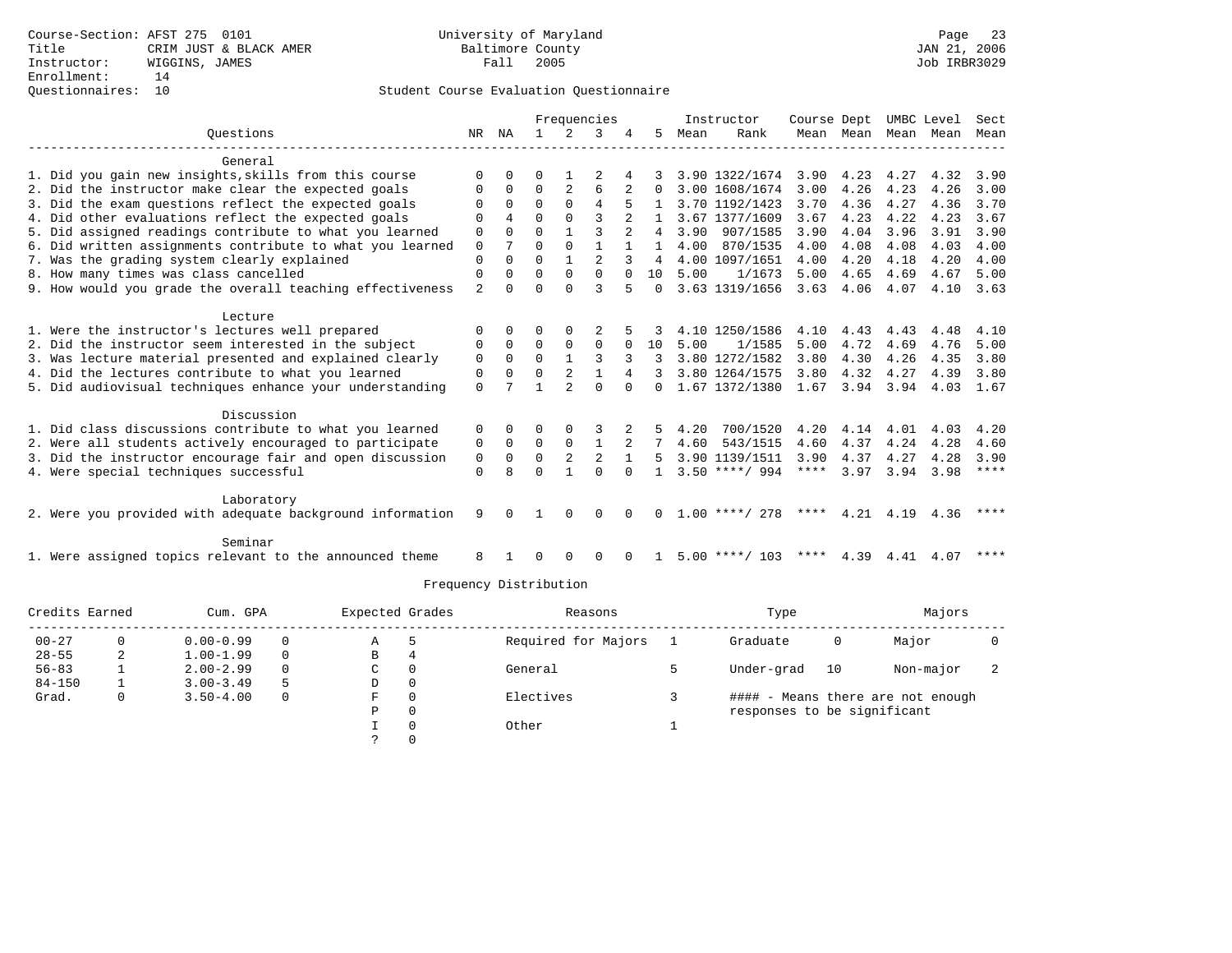Course-Section: AFST 275 0101
Title: CRIM JUST & BLACK AMER
Instructor: WIGGINS, JAMES
Enrollment: 14
Questionnaires: 10

University of Maryland
Baltimore County
Fall 2005

JAN 21, 2006
Job IRBR3029

## Student Course Evaluation Questionnaire

| Questions | NR | NA | 1 | 2 | 3 | 4 | 5 | Instructor Mean | Rank | Course Mean | Dept Mean | UMBC Level Mean | Level Mean | Sect Mean |
|---|---|---|---|---|---|---|---|---|---|---|---|---|---|---|
| **General** | | | | | | | | | | | | | | |
| 1. Did you gain new insights,skills from this course | 0 | 0 | 0 | 1 | 2 | 4 | 3 | 3.90 | 1322/1674 | 3.90 | 4.23 | 4.27 | 4.32 | 3.90 |
| 2. Did the instructor make clear the expected goals | 0 | 0 | 0 | 2 | 6 | 2 | 0 | 3.00 | 1608/1674 | 3.00 | 4.26 | 4.23 | 4.26 | 3.00 |
| 3. Did the exam questions reflect the expected goals | 0 | 0 | 0 | 0 | 4 | 5 | 1 | 3.70 | 1192/1423 | 3.70 | 4.36 | 4.27 | 4.36 | 3.70 |
| 4. Did other evaluations reflect the expected goals | 0 | 4 | 0 | 0 | 3 | 2 | 1 | 3.67 | 1377/1609 | 3.67 | 4.23 | 4.22 | 4.23 | 3.67 |
| 5. Did assigned readings contribute to what you learned | 0 | 0 | 0 | 1 | 3 | 2 | 4 | 3.90 | 907/1585 | 3.90 | 4.04 | 3.96 | 3.91 | 3.90 |
| 6. Did written assignments contribute to what you learned | 0 | 7 | 0 | 0 | 1 | 1 | 1 | 4.00 | 870/1535 | 4.00 | 4.08 | 4.08 | 4.03 | 4.00 |
| 7. Was the grading system clearly explained | 0 | 0 | 0 | 1 | 2 | 3 | 4 | 4.00 | 1097/1651 | 4.00 | 4.20 | 4.18 | 4.20 | 4.00 |
| 8. How many times was class cancelled | 0 | 0 | 0 | 0 | 0 | 0 | 10 | 5.00 | 1/1673 | 5.00 | 4.65 | 4.69 | 4.67 | 5.00 |
| 9. How would you grade the overall teaching effectiveness | 2 | 0 | 0 | 0 | 3 | 5 | 0 | 3.63 | 1319/1656 | 3.63 | 4.06 | 4.07 | 4.10 | 3.63 |
| **Lecture** | | | | | | | | | | | | | | |
| 1. Were the instructor's lectures well prepared | 0 | 0 | 0 | 0 | 2 | 5 | 3 | 4.10 | 1250/1586 | 4.10 | 4.43 | 4.43 | 4.48 | 4.10 |
| 2. Did the instructor seem interested in the subject | 0 | 0 | 0 | 0 | 0 | 0 | 10 | 5.00 | 1/1585 | 5.00 | 4.72 | 4.69 | 4.76 | 5.00 |
| 3. Was lecture material presented and explained clearly | 0 | 0 | 0 | 1 | 3 | 3 | 3 | 3.80 | 1272/1582 | 3.80 | 4.30 | 4.26 | 4.35 | 3.80 |
| 4. Did the lectures contribute to what you learned | 0 | 0 | 0 | 2 | 1 | 4 | 3 | 3.80 | 1264/1575 | 3.80 | 4.32 | 4.27 | 4.39 | 3.80 |
| 5. Did audiovisual techniques enhance your understanding | 0 | 7 | 1 | 2 | 0 | 0 | 0 | 1.67 | 1372/1380 | 1.67 | 3.94 | 3.94 | 4.03 | 1.67 |
| **Discussion** | | | | | | | | | | | | | | |
| 1. Did class discussions contribute to what you learned | 0 | 0 | 0 | 0 | 3 | 2 | 5 | 4.20 | 700/1520 | 4.20 | 4.14 | 4.01 | 4.03 | 4.20 |
| 2. Were all students actively encouraged to participate | 0 | 0 | 0 | 0 | 1 | 2 | 7 | 4.60 | 543/1515 | 4.60 | 4.37 | 4.24 | 4.28 | 4.60 |
| 3. Did the instructor encourage fair and open discussion | 0 | 0 | 0 | 2 | 2 | 1 | 5 | 3.90 | 1139/1511 | 3.90 | 4.37 | 4.27 | 4.28 | 3.90 |
| 4. Were special techniques successful | 0 | 8 | 0 | 1 | 0 | 0 | 1 | 3.50 | ****/ 994 | **** | 3.97 | 3.94 | 3.98 | **** |
| **Laboratory** | | | | | | | | | | | | | | |
| 2. Were you provided with adequate background information | 9 | 0 | 1 | 0 | 0 | 0 | 0 | 1.00 | ****/ 278 | **** | 4.21 | 4.19 | 4.36 | **** |
| **Seminar** | | | | | | | | | | | | | | |
| 1. Were assigned topics relevant to the announced theme | 8 | 1 | 0 | 0 | 0 | 0 | 1 | 5.00 | ****/ 103 | **** | 4.39 | 4.41 | 4.07 | **** |

## Frequency Distribution

| Credits Earned | | Cum. GPA | | Expected Grades | | Reasons | | Type | | Majors | |
|---|---|---|---|---|---|---|---|---|---|---|---|
| 00-27 | 0 | 0.00-0.99 | 0 | A | 5 | Required for Majors | 1 | Graduate | 0 | Major | 0 |
| 28-55 | 2 | 1.00-1.99 | 0 | B | 4 | | | | | | |
| 56-83 | 1 | 2.00-2.99 | 0 | C | 0 | General | 5 | Under-grad | 10 | Non-major | 2 |
| 84-150 | 1 | 3.00-3.49 | 5 | D | 0 | | | | | | |
| Grad. | 0 | 3.50-4.00 | 0 | F | 0 | Electives | 3 | #### - Means there are not enough responses to be significant | | | |
| | | | | P | 0 | | | | | | |
| | | | | I | 0 | Other | 1 | | | | |
| | | | | ? | 0 | | | | | | |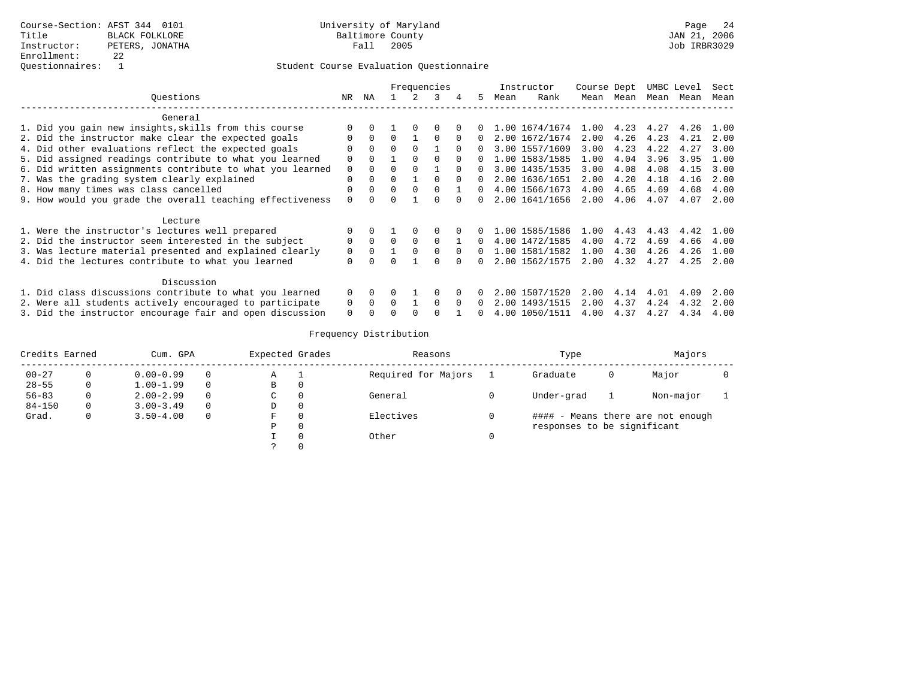Course-Section: AFST 344 0101
Title: BLACK FOLKLORE
Instructor: PETERS, JONATHA
Enrollment: 22
Questionnaires: 1

University of Maryland
Baltimore County
Fall 2005

JAN 21, 2006
Job IRBR3029

Student Course Evaluation Questionnaire

| Questions | NR | NA | 1 | 2 | 3 | 4 | 5 | Instructor Mean | Instructor Rank | Course Mean | Dept Mean | UMBC Mean | Level Mean | Sect Mean |
|---|---|---|---|---|---|---|---|---|---|---|---|---|---|---|
| **General** | | | | | | | | | | | | | | |
| 1. Did you gain new insights,skills from this course | 0 | 0 | 1 | 0 | 0 | 0 | 0 | 1.00 | 1674/1674 | 1.00 | 4.23 | 4.27 | 4.26 | 1.00 |
| 2. Did the instructor make clear the expected goals | 0 | 0 | 0 | 1 | 0 | 0 | 0 | 2.00 | 1672/1674 | 2.00 | 4.26 | 4.23 | 4.21 | 2.00 |
| 4. Did other evaluations reflect the expected goals | 0 | 0 | 0 | 0 | 1 | 0 | 0 | 3.00 | 1557/1609 | 3.00 | 4.23 | 4.22 | 4.27 | 3.00 |
| 5. Did assigned readings contribute to what you learned | 0 | 0 | 1 | 0 | 0 | 0 | 0 | 1.00 | 1583/1585 | 1.00 | 4.04 | 3.96 | 3.95 | 1.00 |
| 6. Did written assignments contribute to what you learned | 0 | 0 | 0 | 0 | 1 | 0 | 0 | 3.00 | 1435/1535 | 3.00 | 4.08 | 4.08 | 4.15 | 3.00 |
| 7. Was the grading system clearly explained | 0 | 0 | 0 | 1 | 0 | 0 | 0 | 2.00 | 1636/1651 | 2.00 | 4.20 | 4.18 | 4.16 | 2.00 |
| 8. How many times was class cancelled | 0 | 0 | 0 | 0 | 0 | 1 | 0 | 4.00 | 1566/1673 | 4.00 | 4.65 | 4.69 | 4.68 | 4.00 |
| 9. How would you grade the overall teaching effectiveness | 0 | 0 | 0 | 1 | 0 | 0 | 0 | 2.00 | 1641/1656 | 2.00 | 4.06 | 4.07 | 4.07 | 2.00 |
| **Lecture** | | | | | | | | | | | | | | |
| 1. Were the instructor's lectures well prepared | 0 | 0 | 1 | 0 | 0 | 0 | 0 | 1.00 | 1585/1586 | 1.00 | 4.43 | 4.43 | 4.42 | 1.00 |
| 2. Did the instructor seem interested in the subject | 0 | 0 | 0 | 0 | 0 | 1 | 0 | 4.00 | 1472/1585 | 4.00 | 4.72 | 4.69 | 4.66 | 4.00 |
| 3. Was lecture material presented and explained clearly | 0 | 0 | 1 | 0 | 0 | 0 | 0 | 1.00 | 1581/1582 | 1.00 | 4.30 | 4.26 | 4.26 | 1.00 |
| 4. Did the lectures contribute to what you learned | 0 | 0 | 0 | 1 | 0 | 0 | 0 | 2.00 | 1562/1575 | 2.00 | 4.32 | 4.27 | 4.25 | 2.00 |
| **Discussion** | | | | | | | | | | | | | | |
| 1. Did class discussions contribute to what you learned | 0 | 0 | 0 | 1 | 0 | 0 | 0 | 2.00 | 1507/1520 | 2.00 | 4.14 | 4.01 | 4.09 | 2.00 |
| 2. Were all students actively encouraged to participate | 0 | 0 | 0 | 1 | 0 | 0 | 0 | 2.00 | 1493/1515 | 2.00 | 4.37 | 4.24 | 4.32 | 2.00 |
| 3. Did the instructor encourage fair and open discussion | 0 | 0 | 0 | 0 | 0 | 1 | 0 | 4.00 | 1050/1511 | 4.00 | 4.37 | 4.27 | 4.34 | 4.00 |

Frequency Distribution

| Credits Earned | | Cum. GPA | | Expected Grades | | Reasons | | Type | | Majors | |
|---|---|---|---|---|---|---|---|---|---|---|---|
| 00-27 | 0 | 0.00-0.99 | 0 | A | 1 | Required for Majors | 1 | Graduate | 0 | Major | 0 |
| 28-55 | 0 | 1.00-1.99 | 0 | B | 0 | | | | | | |
| 56-83 | 0 | 2.00-2.99 | 0 | C | 0 | General | 0 | Under-grad | 1 | Non-major | 1 |
| 84-150 | 0 | 3.00-3.49 | 0 | D | 0 | | | | | | |
| Grad. | 0 | 3.50-4.00 | 0 | F | 0 | Electives | 0 | | | | |
| | | | | P | 0 | | | | | | |
| | | | | I | 0 | Other | 0 | | | | |
| | | | | ? | 0 | | | | | | |

#### - Means there are not enough responses to be significant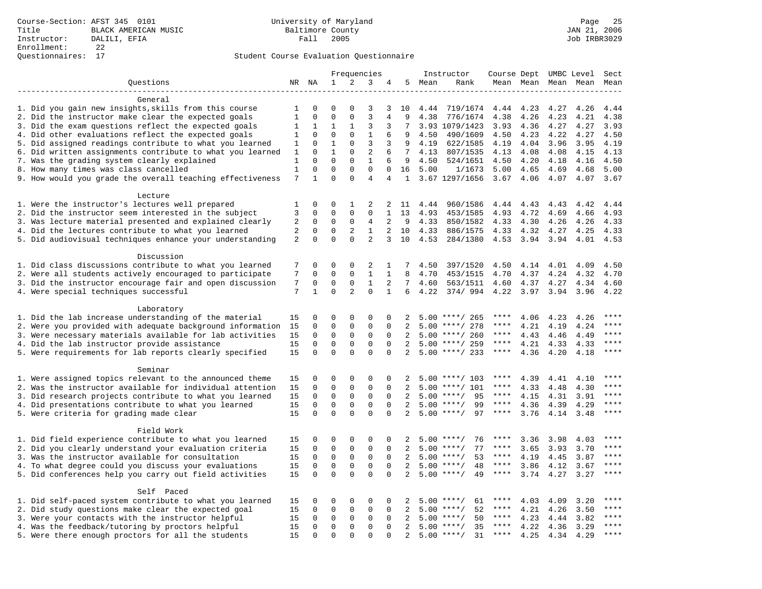Course-Section: AFST 345 0101
Title: BLACK AMERICAN MUSIC
Instructor: DALILI, EFIA
Enrollment: 22
Questionnaires: 17

University of Maryland
Baltimore County
Fall 2005

JAN 21, 2006
Job IRBR3029

Student Course Evaluation Questionnaire

| Questions | NR | NA | 1 | 2 | 3 | 4 | 5 | Instructor Mean | Instructor Rank | Course Mean | Dept Mean | UMBC Mean | Level Mean | Sect Mean |
|---|---|---|---|---|---|---|---|---|---|---|---|---|---|---|
| **General** | | | | | | | | | | | | | | |
| 1. Did you gain new insights,skills from this course | 1 | 0 | 0 | 0 | 3 | 3 | 10 | 4.44 | 719/1674 | 4.44 | 4.23 | 4.27 | 4.26 | 4.44 |
| 2. Did the instructor make clear the expected goals | 1 | 0 | 0 | 0 | 3 | 4 | 9 | 4.38 | 776/1674 | 4.38 | 4.26 | 4.23 | 4.21 | 4.38 |
| 3. Did the exam questions reflect the expected goals | 1 | 1 | 1 | 1 | 3 | 3 | 7 | 3.93 | 1079/1423 | 3.93 | 4.36 | 4.27 | 4.27 | 3.93 |
| 4. Did other evaluations reflect the expected goals | 1 | 0 | 0 | 0 | 1 | 6 | 9 | 4.50 | 490/1609 | 4.50 | 4.23 | 4.22 | 4.27 | 4.50 |
| 5. Did assigned readings contribute to what you learned | 1 | 0 | 1 | 0 | 3 | 3 | 9 | 4.19 | 622/1585 | 4.19 | 4.04 | 3.96 | 3.95 | 4.19 |
| 6. Did written assignments contribute to what you learned | 1 | 0 | 1 | 0 | 2 | 6 | 7 | 4.13 | 807/1535 | 4.13 | 4.08 | 4.08 | 4.15 | 4.13 |
| 7. Was the grading system clearly explained | 1 | 0 | 0 | 0 | 1 | 6 | 9 | 4.50 | 524/1651 | 4.50 | 4.20 | 4.18 | 4.16 | 4.50 |
| 8. How many times was class cancelled | 1 | 0 | 0 | 0 | 0 | 0 | 16 | 5.00 | 1/1673 | 5.00 | 4.65 | 4.69 | 4.68 | 5.00 |
| 9. How would you grade the overall teaching effectiveness | 7 | 1 | 0 | 0 | 4 | 4 | 1 | 3.67 | 1297/1656 | 3.67 | 4.06 | 4.07 | 4.07 | 3.67 |
| **Lecture** | | | | | | | | | | | | | | |
| 1. Were the instructor's lectures well prepared | 1 | 0 | 0 | 1 | 2 | 2 | 11 | 4.44 | 960/1586 | 4.44 | 4.43 | 4.43 | 4.42 | 4.44 |
| 2. Did the instructor seem interested in the subject | 3 | 0 | 0 | 0 | 0 | 1 | 13 | 4.93 | 453/1585 | 4.93 | 4.72 | 4.69 | 4.66 | 4.93 |
| 3. Was lecture material presented and explained clearly | 2 | 0 | 0 | 0 | 4 | 2 | 9 | 4.33 | 850/1582 | 4.33 | 4.30 | 4.26 | 4.26 | 4.33 |
| 4. Did the lectures contribute to what you learned | 2 | 0 | 0 | 2 | 1 | 2 | 10 | 4.33 | 886/1575 | 4.33 | 4.32 | 4.27 | 4.25 | 4.33 |
| 5. Did audiovisual techniques enhance your understanding | 2 | 0 | 0 | 0 | 2 | 3 | 10 | 4.53 | 284/1380 | 4.53 | 3.94 | 3.94 | 4.01 | 4.53 |
| **Discussion** | | | | | | | | | | | | | | |
| 1. Did class discussions contribute to what you learned | 7 | 0 | 0 | 0 | 2 | 1 | 7 | 4.50 | 397/1520 | 4.50 | 4.14 | 4.01 | 4.09 | 4.50 |
| 2. Were all students actively encouraged to participate | 7 | 0 | 0 | 0 | 1 | 1 | 8 | 4.70 | 453/1515 | 4.70 | 4.37 | 4.24 | 4.32 | 4.70 |
| 3. Did the instructor encourage fair and open discussion | 7 | 0 | 0 | 0 | 1 | 2 | 7 | 4.60 | 563/1511 | 4.60 | 4.37 | 4.27 | 4.34 | 4.60 |
| 4. Were special techniques successful | 7 | 1 | 0 | 2 | 0 | 1 | 6 | 4.22 | 374/ 994 | 4.22 | 3.97 | 3.94 | 3.96 | 4.22 |
| **Laboratory** | | | | | | | | | | | | | | |
| 1. Did the lab increase understanding of the material | 15 | 0 | 0 | 0 | 0 | 0 | 2 | 5.00 | ****/ 265 | **** | 4.06 | 4.23 | 4.26 | **** |
| 2. Were you provided with adequate background information | 15 | 0 | 0 | 0 | 0 | 0 | 2 | 5.00 | ****/ 278 | **** | 4.21 | 4.19 | 4.24 | **** |
| 3. Were necessary materials available for lab activities | 15 | 0 | 0 | 0 | 0 | 0 | 2 | 5.00 | ****/ 260 | **** | 4.43 | 4.46 | 4.49 | **** |
| 4. Did the lab instructor provide assistance | 15 | 0 | 0 | 0 | 0 | 0 | 2 | 5.00 | ****/ 259 | **** | 4.21 | 4.33 | 4.33 | **** |
| 5. Were requirements for lab reports clearly specified | 15 | 0 | 0 | 0 | 0 | 0 | 2 | 5.00 | ****/ 233 | **** | 4.36 | 4.20 | 4.18 | **** |
| **Seminar** | | | | | | | | | | | | | | |
| 1. Were assigned topics relevant to the announced theme | 15 | 0 | 0 | 0 | 0 | 0 | 2 | 5.00 | ****/ 103 | **** | 4.39 | 4.41 | 4.10 | **** |
| 2. Was the instructor available for individual attention | 15 | 0 | 0 | 0 | 0 | 0 | 2 | 5.00 | ****/ 101 | **** | 4.33 | 4.48 | 4.30 | **** |
| 3. Did research projects contribute to what you learned | 15 | 0 | 0 | 0 | 0 | 0 | 2 | 5.00 | ****/ 95 | **** | 4.15 | 4.31 | 3.91 | **** |
| 4. Did presentations contribute to what you learned | 15 | 0 | 0 | 0 | 0 | 0 | 2 | 5.00 | ****/ 99 | **** | 4.36 | 4.39 | 4.29 | **** |
| 5. Were criteria for grading made clear | 15 | 0 | 0 | 0 | 0 | 0 | 2 | 5.00 | ****/ 97 | **** | 3.76 | 4.14 | 3.48 | **** |
| **Field Work** | | | | | | | | | | | | | | |
| 1. Did field experience contribute to what you learned | 15 | 0 | 0 | 0 | 0 | 0 | 2 | 5.00 | ****/ 76 | **** | 3.36 | 3.98 | 4.03 | **** |
| 2. Did you clearly understand your evaluation criteria | 15 | 0 | 0 | 0 | 0 | 0 | 2 | 5.00 | ****/ 77 | **** | 3.65 | 3.93 | 3.70 | **** |
| 3. Was the instructor available for consultation | 15 | 0 | 0 | 0 | 0 | 0 | 2 | 5.00 | ****/ 53 | **** | 4.19 | 4.45 | 3.87 | **** |
| 4. To what degree could you discuss your evaluations | 15 | 0 | 0 | 0 | 0 | 0 | 2 | 5.00 | ****/ 48 | **** | 3.86 | 4.12 | 3.67 | **** |
| 5. Did conferences help you carry out field activities | 15 | 0 | 0 | 0 | 0 | 0 | 2 | 5.00 | ****/ 49 | **** | 3.74 | 4.27 | 3.27 | **** |
| **Self Paced** | | | | | | | | | | | | | | |
| 1. Did self-paced system contribute to what you learned | 15 | 0 | 0 | 0 | 0 | 0 | 2 | 5.00 | ****/ 61 | **** | 4.03 | 4.09 | 3.20 | **** |
| 2. Did study questions make clear the expected goal | 15 | 0 | 0 | 0 | 0 | 0 | 2 | 5.00 | ****/ 52 | **** | 4.21 | 4.26 | 3.50 | **** |
| 3. Were your contacts with the instructor helpful | 15 | 0 | 0 | 0 | 0 | 0 | 2 | 5.00 | ****/ 50 | **** | 4.23 | 4.44 | 3.82 | **** |
| 4. Was the feedback/tutoring by proctors helpful | 15 | 0 | 0 | 0 | 0 | 0 | 2 | 5.00 | ****/ 35 | **** | 4.22 | 4.36 | 3.29 | **** |
| 5. Were there enough proctors for all the students | 15 | 0 | 0 | 0 | 0 | 0 | 2 | 5.00 | ****/ 31 | **** | 4.25 | 4.34 | 4.29 | **** |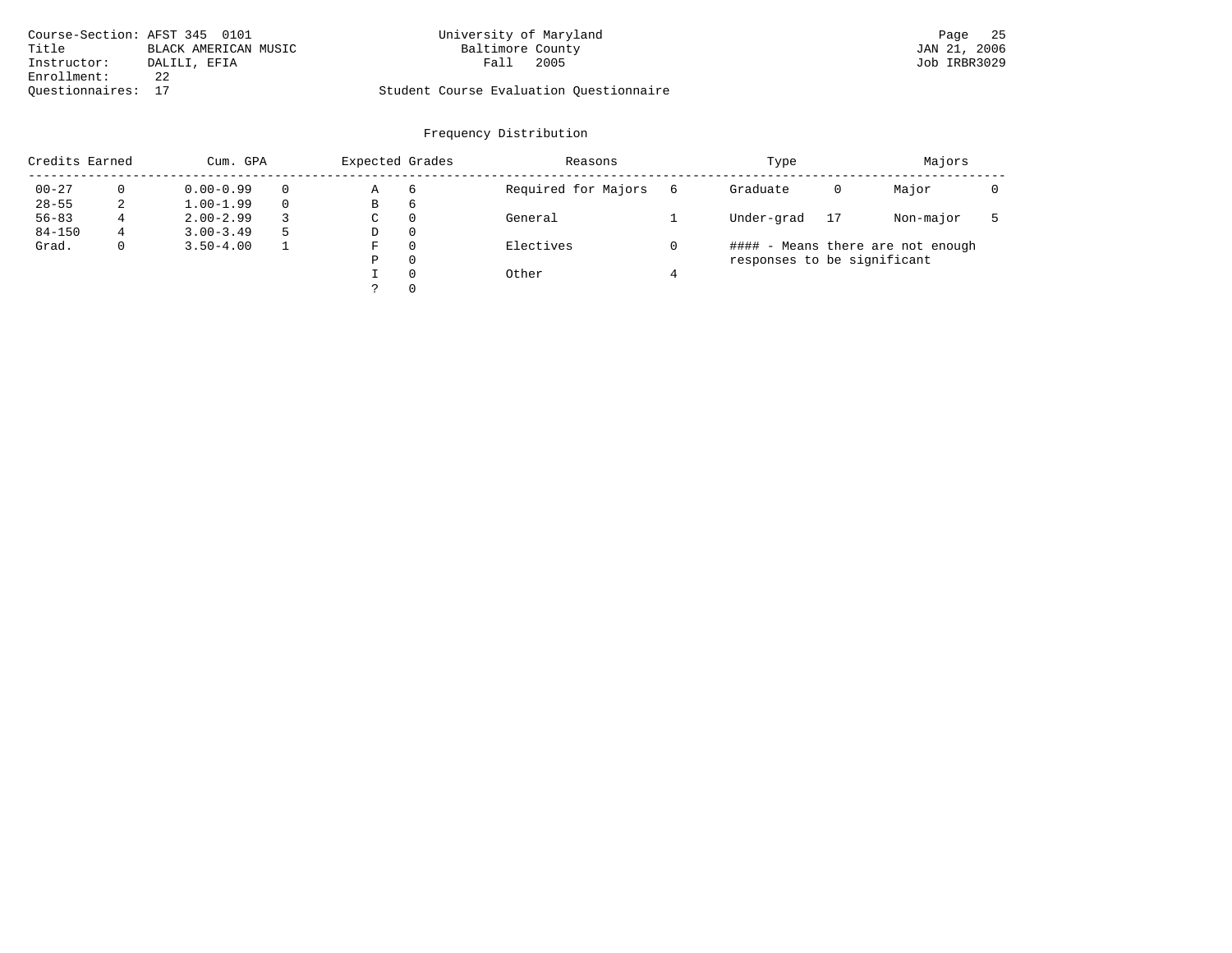Course-Section: AFST 345 0101
Title: BLACK AMERICAN MUSIC
Instructor: DALILI, EFIA
Enrollment: 22
Questionnaires: 17

University of Maryland
Baltimore County
Fall 2005

Student Course Evaluation Questionnaire

Page 25
JAN 21, 2006
Job IRBR3029

## Frequency Distribution

| Credits Earned | | Cum. GPA | | Expected Grades | | Reasons | | Type | | Majors | |
|---|---|---|---|---|---|---|---|---|---|---|---|
| 00-27 | 0 | 0.00-0.99 | 0 | A | 6 | Required for Majors | 6 | Graduate | 0 | Major | 0 |
| 28-55 | 2 | 1.00-1.99 | 0 | B | 6 | | | | | | |
| 56-83 | 4 | 2.00-2.99 | 3 | C | 0 | General | 1 | Under-grad | 17 | Non-major | 5 |
| 84-150 | 4 | 3.00-3.49 | 5 | D | 0 | | | | | | |
| Grad. | 0 | 3.50-4.00 | 1 | F | 0 | Electives | 0 | | | | |
| | | | | P | 0 | | | | | | |
| | | | | I | 0 | Other | 4 | | | | |
| | | | | ? | 0 | | | | | | |

#### - Means there are not enough responses to be significant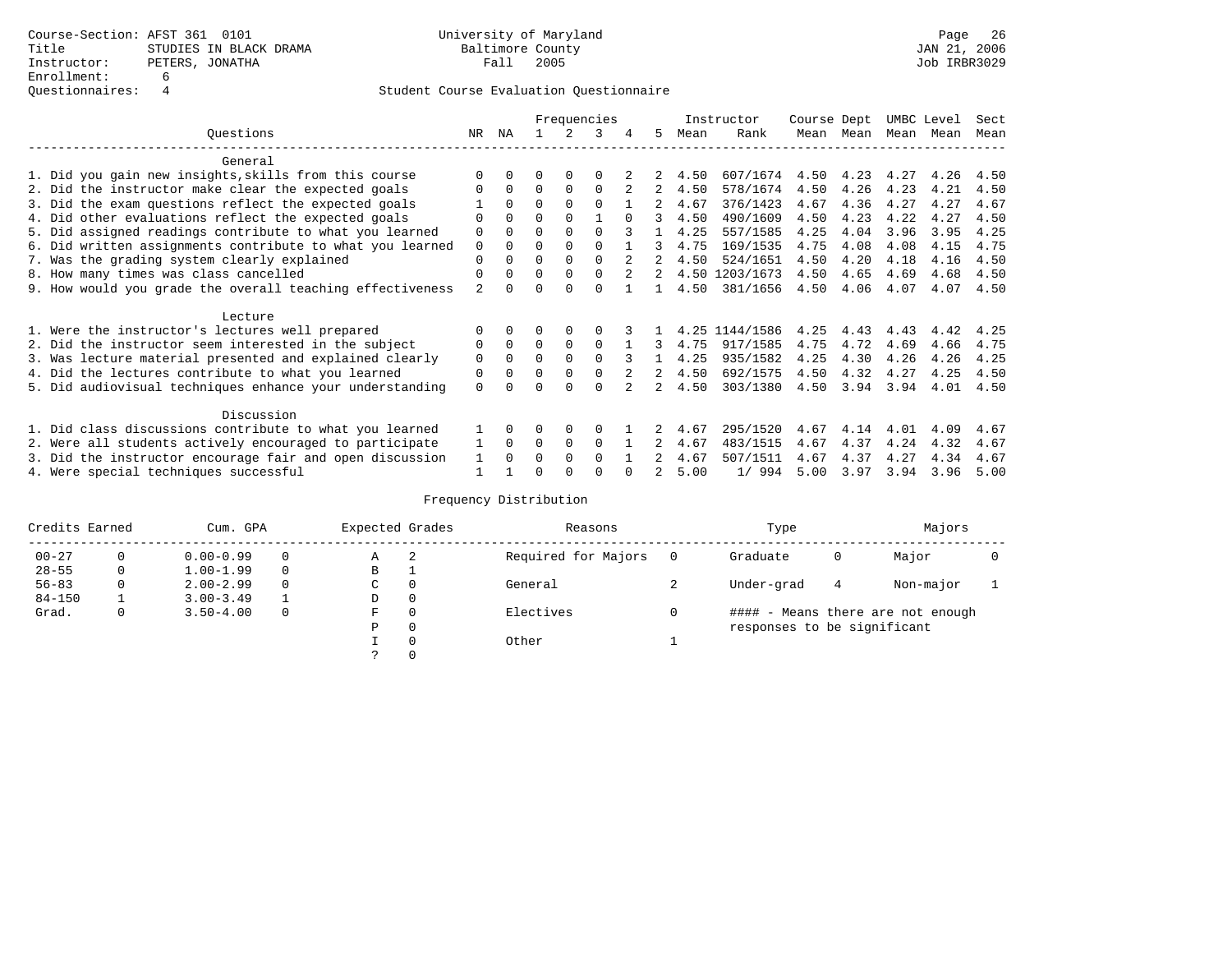Course-Section: AFST 361 0101
Title: STUDIES IN BLACK DRAMA
Instructor: PETERS, JONATHA
Enrollment: 6
Questionnaires: 4

University of Maryland
Baltimore County
Fall 2005

JAN 21, 2006
Job IRBR3029

## Student Course Evaluation Questionnaire

| Questions | NR | NA | 1 | 2 | 3 | 4 | 5 | Instructor Mean | Rank | Course Mean | Dept Mean | UMBC Mean | Level Mean | Sect Mean |
|---|---|---|---|---|---|---|---|---|---|---|---|---|---|---|
| **General** | | | | | | | | | | | | | | |
| 1. Did you gain new insights,skills from this course | 0 | 0 | 0 | 0 | 0 | 2 | 2 | 4.50 | 607/1674 | 4.50 | 4.23 | 4.27 | 4.26 | 4.50 |
| 2. Did the instructor make clear the expected goals | 0 | 0 | 0 | 0 | 0 | 2 | 2 | 4.50 | 578/1674 | 4.50 | 4.26 | 4.23 | 4.21 | 4.50 |
| 3. Did the exam questions reflect the expected goals | 1 | 0 | 0 | 0 | 0 | 1 | 2 | 4.67 | 376/1423 | 4.67 | 4.36 | 4.27 | 4.27 | 4.67 |
| 4. Did other evaluations reflect the expected goals | 0 | 0 | 0 | 0 | 1 | 0 | 3 | 4.50 | 490/1609 | 4.50 | 4.23 | 4.22 | 4.27 | 4.50 |
| 5. Did assigned readings contribute to what you learned | 0 | 0 | 0 | 0 | 0 | 3 | 1 | 4.25 | 557/1585 | 4.25 | 4.04 | 3.96 | 3.95 | 4.25 |
| 6. Did written assignments contribute to what you learned | 0 | 0 | 0 | 0 | 0 | 1 | 3 | 4.75 | 169/1535 | 4.75 | 4.08 | 4.08 | 4.15 | 4.75 |
| 7. Was the grading system clearly explained | 0 | 0 | 0 | 0 | 0 | 2 | 2 | 4.50 | 524/1651 | 4.50 | 4.20 | 4.18 | 4.16 | 4.50 |
| 8. How many times was class cancelled | 0 | 0 | 0 | 0 | 0 | 2 | 2 | 4.50 | 1203/1673 | 4.50 | 4.65 | 4.69 | 4.68 | 4.50 |
| 9. How would you grade the overall teaching effectiveness | 2 | 0 | 0 | 0 | 0 | 1 | 1 | 4.50 | 381/1656 | 4.50 | 4.06 | 4.07 | 4.07 | 4.50 |
| **Lecture** | | | | | | | | | | | | | | |
| 1. Were the instructor's lectures well prepared | 0 | 0 | 0 | 0 | 0 | 3 | 1 | 4.25 | 1144/1586 | 4.25 | 4.43 | 4.43 | 4.42 | 4.25 |
| 2. Did the instructor seem interested in the subject | 0 | 0 | 0 | 0 | 0 | 1 | 3 | 4.75 | 917/1585 | 4.75 | 4.72 | 4.69 | 4.66 | 4.75 |
| 3. Was lecture material presented and explained clearly | 0 | 0 | 0 | 0 | 0 | 3 | 1 | 4.25 | 935/1582 | 4.25 | 4.30 | 4.26 | 4.26 | 4.25 |
| 4. Did the lectures contribute to what you learned | 0 | 0 | 0 | 0 | 0 | 2 | 2 | 4.50 | 692/1575 | 4.50 | 4.32 | 4.27 | 4.25 | 4.50 |
| 5. Did audiovisual techniques enhance your understanding | 0 | 0 | 0 | 0 | 0 | 2 | 2 | 4.50 | 303/1380 | 4.50 | 3.94 | 3.94 | 4.01 | 4.50 |
| **Discussion** | | | | | | | | | | | | | | |
| 1. Did class discussions contribute to what you learned | 1 | 0 | 0 | 0 | 0 | 1 | 2 | 4.67 | 295/1520 | 4.67 | 4.14 | 4.01 | 4.09 | 4.67 |
| 2. Were all students actively encouraged to participate | 1 | 0 | 0 | 0 | 0 | 1 | 2 | 4.67 | 483/1515 | 4.67 | 4.37 | 4.24 | 4.32 | 4.67 |
| 3. Did the instructor encourage fair and open discussion | 1 | 0 | 0 | 0 | 0 | 1 | 2 | 4.67 | 507/1511 | 4.67 | 4.37 | 4.27 | 4.34 | 4.67 |
| 4. Were special techniques successful | 1 | 1 | 0 | 0 | 0 | 0 | 2 | 5.00 | 1/ 994 | 5.00 | 3.97 | 3.94 | 3.96 | 5.00 |

## Frequency Distribution

| Credits Earned | | Cum. GPA | | Expected Grades | | Reasons | | Type | | Majors | |
|---|---|---|---|---|---|---|---|---|---|---|---|
| 00-27 | 0 | 0.00-0.99 | 0 | A | 2 | Required for Majors | 0 | Graduate | 0 | Major | 0 |
| 28-55 | 0 | 1.00-1.99 | 0 | B | 1 | | | | | | |
| 56-83 | 0 | 2.00-2.99 | 0 | C | 0 | General | 2 | Under-grad | 4 | Non-major | 1 |
| 84-150 | 1 | 3.00-3.49 | 1 | D | 0 | | | | | | |
| Grad. | 0 | 3.50-4.00 | 0 | F | 0 | Electives | 0 | #### - Means there are not enough responses to be significant | | | |
| | | | | P | 0 | | | | | | |
| | | | | I | 0 | Other | 1 | | | | |
| | | | | ? | 0 | | | | | | |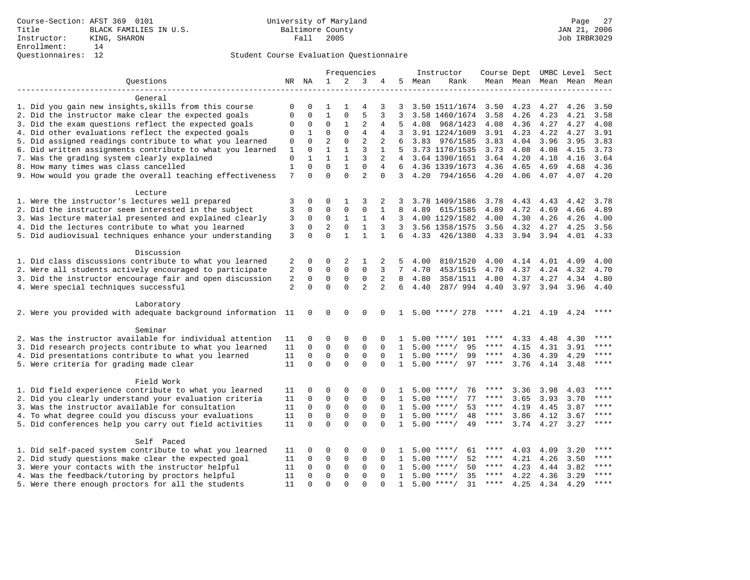Course-Section: AFST 369 0101
Title: BLACK FAMILIES IN U.S.
Instructor: KING, SHARON
Enrollment: 14
Questionnaires: 12

University of Maryland
Baltimore County
Fall 2005

JAN 21, 2006
Job IRBR3029

Student Course Evaluation Questionnaire

| Questions | NR | NA | 1 | 2 | 3 | 4 | 5 | Instructor Mean | Instructor Rank | Course Mean | Dept Mean | UMBC Level Mean | Level Mean | Sect Mean |
|---|---|---|---|---|---|---|---|---|---|---|---|---|---|---|
| **General** | | | | | | | | | | | | | | |
| 1. Did you gain new insights,skills from this course | 0 | 0 | 1 | 1 | 4 | 3 | 3 | 3.50 | 1511/1674 | 3.50 | 4.23 | 4.27 | 4.26 | 3.50 |
| 2. Did the instructor make clear the expected goals | 0 | 0 | 1 | 0 | 5 | 3 | 3 | 3.58 | 1460/1674 | 3.58 | 4.26 | 4.23 | 4.21 | 3.58 |
| 3. Did the exam questions reflect the expected goals | 0 | 0 | 0 | 1 | 2 | 4 | 5 | 4.08 | 968/1423 | 4.08 | 4.36 | 4.27 | 4.27 | 4.08 |
| 4. Did other evaluations reflect the expected goals | 0 | 1 | 0 | 0 | 4 | 4 | 3 | 3.91 | 1224/1609 | 3.91 | 4.23 | 4.22 | 4.27 | 3.91 |
| 5. Did assigned readings contribute to what you learned | 0 | 0 | 2 | 0 | 2 | 2 | 6 | 3.83 | 976/1585 | 3.83 | 4.04 | 3.96 | 3.95 | 3.83 |
| 6. Did written assignments contribute to what you learned | 1 | 0 | 1 | 1 | 3 | 1 | 5 | 3.73 | 1170/1535 | 3.73 | 4.08 | 4.08 | 4.15 | 3.73 |
| 7. Was the grading system clearly explained | 0 | 1 | 1 | 1 | 3 | 2 | 4 | 3.64 | 1390/1651 | 3.64 | 4.20 | 4.18 | 4.16 | 3.64 |
| 8. How many times was class cancelled | 1 | 0 | 0 | 1 | 0 | 4 | 6 | 4.36 | 1339/1673 | 4.36 | 4.65 | 4.69 | 4.68 | 4.36 |
| 9. How would you grade the overall teaching effectiveness | 7 | 0 | 0 | 0 | 2 | 0 | 3 | 4.20 | 794/1656 | 4.20 | 4.06 | 4.07 | 4.07 | 4.20 |
| **Lecture** | | | | | | | | | | | | | | |
| 1. Were the instructor's lectures well prepared | 3 | 0 | 0 | 1 | 3 | 2 | 3 | 3.78 | 1409/1586 | 3.78 | 4.43 | 4.43 | 4.42 | 3.78 |
| 2. Did the instructor seem interested in the subject | 3 | 0 | 0 | 0 | 0 | 1 | 8 | 4.89 | 615/1585 | 4.89 | 4.72 | 4.69 | 4.66 | 4.89 |
| 3. Was lecture material presented and explained clearly | 3 | 0 | 0 | 1 | 1 | 4 | 3 | 4.00 | 1129/1582 | 4.00 | 4.30 | 4.26 | 4.26 | 4.00 |
| 4. Did the lectures contribute to what you learned | 3 | 0 | 2 | 0 | 1 | 3 | 3 | 3.56 | 1358/1575 | 3.56 | 4.32 | 4.27 | 4.25 | 3.56 |
| 5. Did audiovisual techniques enhance your understanding | 3 | 0 | 0 | 1 | 1 | 1 | 6 | 4.33 | 426/1380 | 4.33 | 3.94 | 3.94 | 4.01 | 4.33 |
| **Discussion** | | | | | | | | | | | | | | |
| 1. Did class discussions contribute to what you learned | 2 | 0 | 0 | 2 | 1 | 2 | 5 | 4.00 | 810/1520 | 4.00 | 4.14 | 4.01 | 4.09 | 4.00 |
| 2. Were all students actively encouraged to participate | 2 | 0 | 0 | 0 | 0 | 3 | 7 | 4.70 | 453/1515 | 4.70 | 4.37 | 4.24 | 4.32 | 4.70 |
| 3. Did the instructor encourage fair and open discussion | 2 | 0 | 0 | 0 | 0 | 2 | 8 | 4.80 | 358/1511 | 4.80 | 4.37 | 4.27 | 4.34 | 4.80 |
| 4. Were special techniques successful | 2 | 0 | 0 | 0 | 2 | 2 | 6 | 4.40 | 287/ 994 | 4.40 | 3.97 | 3.94 | 3.96 | 4.40 |
| **Laboratory** | | | | | | | | | | | | | | |
| 2. Were you provided with adequate background information | 11 | 0 | 0 | 0 | 0 | 0 | 1 | 5.00 | ****/ 278 | **** | 4.21 | 4.19 | 4.24 | **** |
| **Seminar** | | | | | | | | | | | | | | |
| 2. Was the instructor available for individual attention | 11 | 0 | 0 | 0 | 0 | 0 | 1 | 5.00 | ****/ 101 | **** | 4.33 | 4.48 | 4.30 | **** |
| 3. Did research projects contribute to what you learned | 11 | 0 | 0 | 0 | 0 | 0 | 1 | 5.00 | ****/ 95 | **** | 4.15 | 4.31 | 3.91 | **** |
| 4. Did presentations contribute to what you learned | 11 | 0 | 0 | 0 | 0 | 0 | 1 | 5.00 | ****/ 99 | **** | 4.36 | 4.39 | 4.29 | **** |
| 5. Were criteria for grading made clear | 11 | 0 | 0 | 0 | 0 | 0 | 1 | 5.00 | ****/ 97 | **** | 3.76 | 4.14 | 3.48 | **** |
| **Field Work** | | | | | | | | | | | | | | |
| 1. Did field experience contribute to what you learned | 11 | 0 | 0 | 0 | 0 | 0 | 1 | 5.00 | ****/ 76 | **** | 3.36 | 3.98 | 4.03 | **** |
| 2. Did you clearly understand your evaluation criteria | 11 | 0 | 0 | 0 | 0 | 0 | 1 | 5.00 | ****/ 77 | **** | 3.65 | 3.93 | 3.70 | **** |
| 3. Was the instructor available for consultation | 11 | 0 | 0 | 0 | 0 | 0 | 1 | 5.00 | ****/ 53 | **** | 4.19 | 4.45 | 3.87 | **** |
| 4. To what degree could you discuss your evaluations | 11 | 0 | 0 | 0 | 0 | 0 | 1 | 5.00 | ****/ 48 | **** | 3.86 | 4.12 | 3.67 | **** |
| 5. Did conferences help you carry out field activities | 11 | 0 | 0 | 0 | 0 | 0 | 1 | 5.00 | ****/ 49 | **** | 3.74 | 4.27 | 3.27 | **** |
| **Self Paced** | | | | | | | | | | | | | | |
| 1. Did self-paced system contribute to what you learned | 11 | 0 | 0 | 0 | 0 | 0 | 1 | 5.00 | ****/ 61 | **** | 4.03 | 4.09 | 3.20 | **** |
| 2. Did study questions make clear the expected goal | 11 | 0 | 0 | 0 | 0 | 0 | 1 | 5.00 | ****/ 52 | **** | 4.21 | 4.26 | 3.50 | **** |
| 3. Were your contacts with the instructor helpful | 11 | 0 | 0 | 0 | 0 | 0 | 1 | 5.00 | ****/ 50 | **** | 4.23 | 4.44 | 3.82 | **** |
| 4. Was the feedback/tutoring by proctors helpful | 11 | 0 | 0 | 0 | 0 | 0 | 1 | 5.00 | ****/ 35 | **** | 4.22 | 4.36 | 3.29 | **** |
| 5. Were there enough proctors for all the students | 11 | 0 | 0 | 0 | 0 | 0 | 1 | 5.00 | ****/ 31 | **** | 4.25 | 4.34 | 4.29 | **** |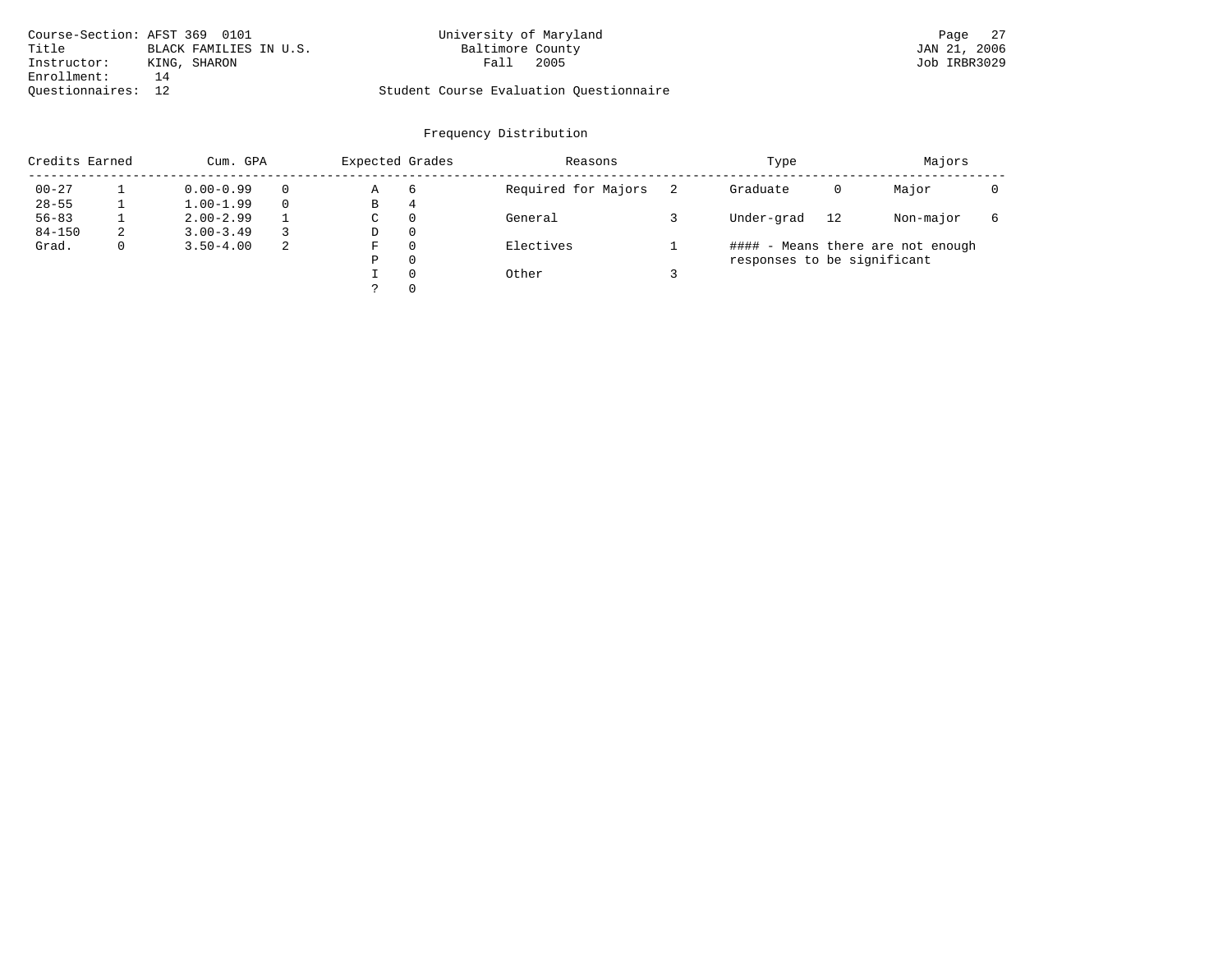Course-Section: AFST 369 0101
Title: BLACK FAMILIES IN U.S.
Instructor: KING, SHARON
Enrollment: 14
Questionnaires: 12

University of Maryland
Baltimore County
Fall 2005

Student Course Evaluation Questionnaire

## Frequency Distribution

| Credits Earned | | Cum. GPA | | Expected Grades | | Reasons | | Type | | Majors | |
|---|---|---|---|---|---|---|---|---|---|---|---|
| 00-27 | 1 | 0.00-0.99 | 0 | A | 6 | Required for Majors | 2 | Graduate | 0 | Major | 0 |
| 28-55 | 1 | 1.00-1.99 | 0 | B | 4 | | | | | | |
| 56-83 | 1 | 2.00-2.99 | 1 | C | 0 | General | 3 | Under-grad | 12 | Non-major | 6 |
| 84-150 | 2 | 3.00-3.49 | 3 | D | 0 | | | | | | |
| Grad. | 0 | 3.50-4.00 | 2 | F | 0 | Electives | 1 | #### - Means there are not enough responses to be significant | | | |
| | | | | P | 0 | | | | | | |
| | | | | I | 0 | Other | 3 | | | | |
| | | | | ? | 0 | | | | | | |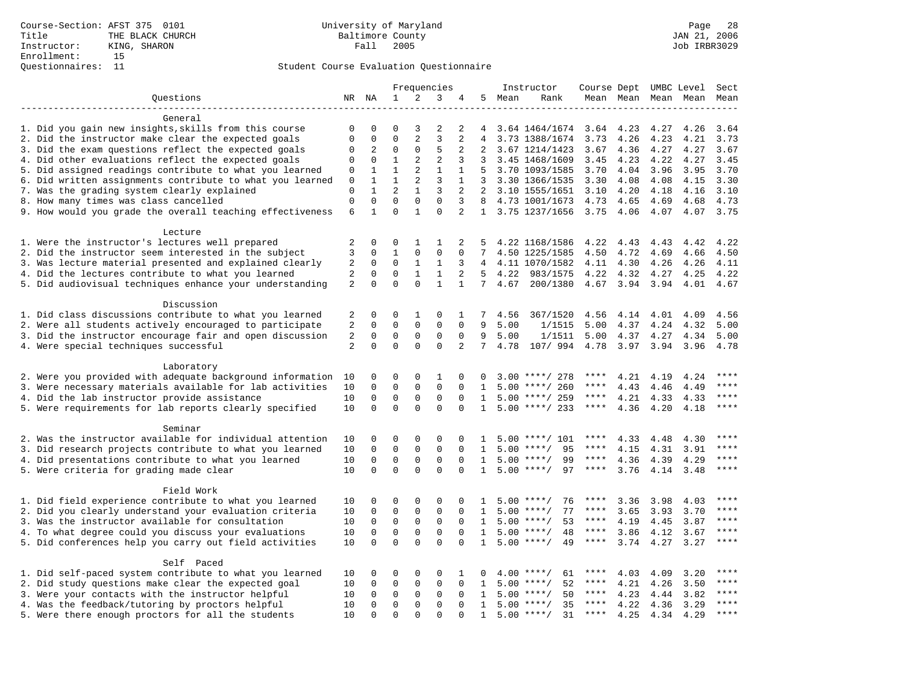Course-Section: AFST 375 0101
Title: THE BLACK CHURCH
Instructor: KING, SHARON
Enrollment: 15
Questionnaires: 11

University of Maryland
Baltimore County
Fall 2005

JAN 21, 2006
Job IRBR3029

Student Course Evaluation Questionnaire

| Questions | NR | NA | 1 | 2 | 3 | 4 | 5 | Instructor Mean | Instructor Rank | Course Mean | Dept Mean | UMBC Mean | Level Mean | Sect Mean |
|---|---|---|---|---|---|---|---|---|---|---|---|---|---|---|
| **General** | | | | | | | | | | | | | | |
| 1. Did you gain new insights,skills from this course | 0 | 0 | 0 | 3 | 2 | 2 | 4 | 3.64 | 1464/1674 | 3.64 | 4.23 | 4.27 | 4.26 | 3.64 |
| 2. Did the instructor make clear the expected goals | 0 | 0 | 0 | 2 | 3 | 2 | 4 | 3.73 | 1388/1674 | 3.73 | 4.26 | 4.23 | 4.21 | 3.73 |
| 3. Did the exam questions reflect the expected goals | 0 | 2 | 0 | 0 | 5 | 2 | 2 | 3.67 | 1214/1423 | 3.67 | 4.36 | 4.27 | 4.27 | 3.67 |
| 4. Did other evaluations reflect the expected goals | 0 | 0 | 1 | 2 | 2 | 3 | 3 | 3.45 | 1468/1609 | 3.45 | 4.23 | 4.22 | 4.27 | 3.45 |
| 5. Did assigned readings contribute to what you learned | 0 | 1 | 1 | 2 | 1 | 1 | 5 | 3.70 | 1093/1585 | 3.70 | 4.04 | 3.96 | 3.95 | 3.70 |
| 6. Did written assignments contribute to what you learned | 0 | 1 | 1 | 2 | 3 | 1 | 3 | 3.30 | 1366/1535 | 3.30 | 4.08 | 4.08 | 4.15 | 3.30 |
| 7. Was the grading system clearly explained | 0 | 1 | 2 | 1 | 3 | 2 | 2 | 3.10 | 1555/1651 | 3.10 | 4.20 | 4.18 | 4.16 | 3.10 |
| 8. How many times was class cancelled | 0 | 0 | 0 | 0 | 0 | 3 | 8 | 4.73 | 1001/1673 | 4.73 | 4.65 | 4.69 | 4.68 | 4.73 |
| 9. How would you grade the overall teaching effectiveness | 6 | 1 | 0 | 1 | 0 | 2 | 1 | 3.75 | 1237/1656 | 3.75 | 4.06 | 4.07 | 4.07 | 3.75 |
| **Lecture** | | | | | | | | | | | | | | |
| 1. Were the instructor's lectures well prepared | 2 | 0 | 0 | 1 | 1 | 2 | 5 | 4.22 | 1168/1586 | 4.22 | 4.43 | 4.43 | 4.42 | 4.22 |
| 2. Did the instructor seem interested in the subject | 3 | 0 | 1 | 0 | 0 | 0 | 7 | 4.50 | 1225/1585 | 4.50 | 4.72 | 4.69 | 4.66 | 4.50 |
| 3. Was lecture material presented and explained clearly | 2 | 0 | 0 | 1 | 1 | 3 | 4 | 4.11 | 1070/1582 | 4.11 | 4.30 | 4.26 | 4.26 | 4.11 |
| 4. Did the lectures contribute to what you learned | 2 | 0 | 0 | 1 | 1 | 2 | 5 | 4.22 | 983/1575 | 4.22 | 4.32 | 4.27 | 4.25 | 4.22 |
| 5. Did audiovisual techniques enhance your understanding | 2 | 0 | 0 | 0 | 1 | 1 | 7 | 4.67 | 200/1380 | 4.67 | 3.94 | 3.94 | 4.01 | 4.67 |
| **Discussion** | | | | | | | | | | | | | | |
| 1. Did class discussions contribute to what you learned | 2 | 0 | 0 | 1 | 0 | 1 | 7 | 4.56 | 367/1520 | 4.56 | 4.14 | 4.01 | 4.09 | 4.56 |
| 2. Were all students actively encouraged to participate | 2 | 0 | 0 | 0 | 0 | 0 | 9 | 5.00 | 1/1515 | 5.00 | 4.37 | 4.24 | 4.32 | 5.00 |
| 3. Did the instructor encourage fair and open discussion | 2 | 0 | 0 | 0 | 0 | 0 | 9 | 5.00 | 1/1511 | 5.00 | 4.37 | 4.27 | 4.34 | 5.00 |
| 4. Were special techniques successful | 2 | 0 | 0 | 0 | 0 | 2 | 7 | 4.78 | 107/ 994 | 4.78 | 3.97 | 3.94 | 3.96 | 4.78 |
| **Laboratory** | | | | | | | | | | | | | | |
| 2. Were you provided with adequate background information | 10 | 0 | 0 | 0 | 1 | 0 | 0 | 3.00 | \*\*\*\*/ 278 | \*\*\*\* | 4.21 | 4.19 | 4.24 | \*\*\*\* |
| 3. Were necessary materials available for lab activities | 10 | 0 | 0 | 0 | 0 | 0 | 1 | 5.00 | \*\*\*\*/ 260 | \*\*\*\* | 4.43 | 4.46 | 4.49 | \*\*\*\* |
| 4. Did the lab instructor provide assistance | 10 | 0 | 0 | 0 | 0 | 0 | 1 | 5.00 | \*\*\*\*/ 259 | \*\*\*\* | 4.21 | 4.33 | 4.33 | \*\*\*\* |
| 5. Were requirements for lab reports clearly specified | 10 | 0 | 0 | 0 | 0 | 0 | 1 | 5.00 | \*\*\*\*/ 233 | \*\*\*\* | 4.36 | 4.20 | 4.18 | \*\*\*\* |
| **Seminar** | | | | | | | | | | | | | | |
| 2. Was the instructor available for individual attention | 10 | 0 | 0 | 0 | 0 | 0 | 1 | 5.00 | \*\*\*\*/ 101 | \*\*\*\* | 4.33 | 4.48 | 4.30 | \*\*\*\* |
| 3. Did research projects contribute to what you learned | 10 | 0 | 0 | 0 | 0 | 0 | 1 | 5.00 | \*\*\*\*/ 95 | \*\*\*\* | 4.15 | 4.31 | 3.91 | \*\*\*\* |
| 4. Did presentations contribute to what you learned | 10 | 0 | 0 | 0 | 0 | 0 | 1 | 5.00 | \*\*\*\*/ 99 | \*\*\*\* | 4.36 | 4.39 | 4.29 | \*\*\*\* |
| 5. Were criteria for grading made clear | 10 | 0 | 0 | 0 | 0 | 0 | 1 | 5.00 | \*\*\*\*/ 97 | \*\*\*\* | 3.76 | 4.14 | 3.48 | \*\*\*\* |
| **Field Work** | | | | | | | | | | | | | | |
| 1. Did field experience contribute to what you learned | 10 | 0 | 0 | 0 | 0 | 0 | 1 | 5.00 | \*\*\*\*/ 76 | \*\*\*\* | 3.36 | 3.98 | 4.03 | \*\*\*\* |
| 2. Did you clearly understand your evaluation criteria | 10 | 0 | 0 | 0 | 0 | 0 | 1 | 5.00 | \*\*\*\*/ 77 | \*\*\*\* | 3.65 | 3.93 | 3.70 | \*\*\*\* |
| 3. Was the instructor available for consultation | 10 | 0 | 0 | 0 | 0 | 0 | 1 | 5.00 | \*\*\*\*/ 53 | \*\*\*\* | 4.19 | 4.45 | 3.87 | \*\*\*\* |
| 4. To what degree could you discuss your evaluations | 10 | 0 | 0 | 0 | 0 | 0 | 1 | 5.00 | \*\*\*\*/ 48 | \*\*\*\* | 3.86 | 4.12 | 3.67 | \*\*\*\* |
| 5. Did conferences help you carry out field activities | 10 | 0 | 0 | 0 | 0 | 0 | 1 | 5.00 | \*\*\*\*/ 49 | \*\*\*\* | 3.74 | 4.27 | 3.27 | \*\*\*\* |
| **Self Paced** | | | | | | | | | | | | | | |
| 1. Did self-paced system contribute to what you learned | 10 | 0 | 0 | 0 | 0 | 1 | 0 | 4.00 | \*\*\*\*/ 61 | \*\*\*\* | 4.03 | 4.09 | 3.20 | \*\*\*\* |
| 2. Did study questions make clear the expected goal | 10 | 0 | 0 | 0 | 0 | 0 | 1 | 5.00 | \*\*\*\*/ 52 | \*\*\*\* | 4.21 | 4.26 | 3.50 | \*\*\*\* |
| 3. Were your contacts with the instructor helpful | 10 | 0 | 0 | 0 | 0 | 0 | 1 | 5.00 | \*\*\*\*/ 50 | \*\*\*\* | 4.23 | 4.44 | 3.82 | \*\*\*\* |
| 4. Was the feedback/tutoring by proctors helpful | 10 | 0 | 0 | 0 | 0 | 0 | 1 | 5.00 | \*\*\*\*/ 35 | \*\*\*\* | 4.22 | 4.36 | 3.29 | \*\*\*\* |
| 5. Were there enough proctors for all the students | 10 | 0 | 0 | 0 | 0 | 0 | 1 | 5.00 | \*\*\*\*/ 31 | \*\*\*\* | 4.25 | 4.34 | 4.29 | \*\*\*\* |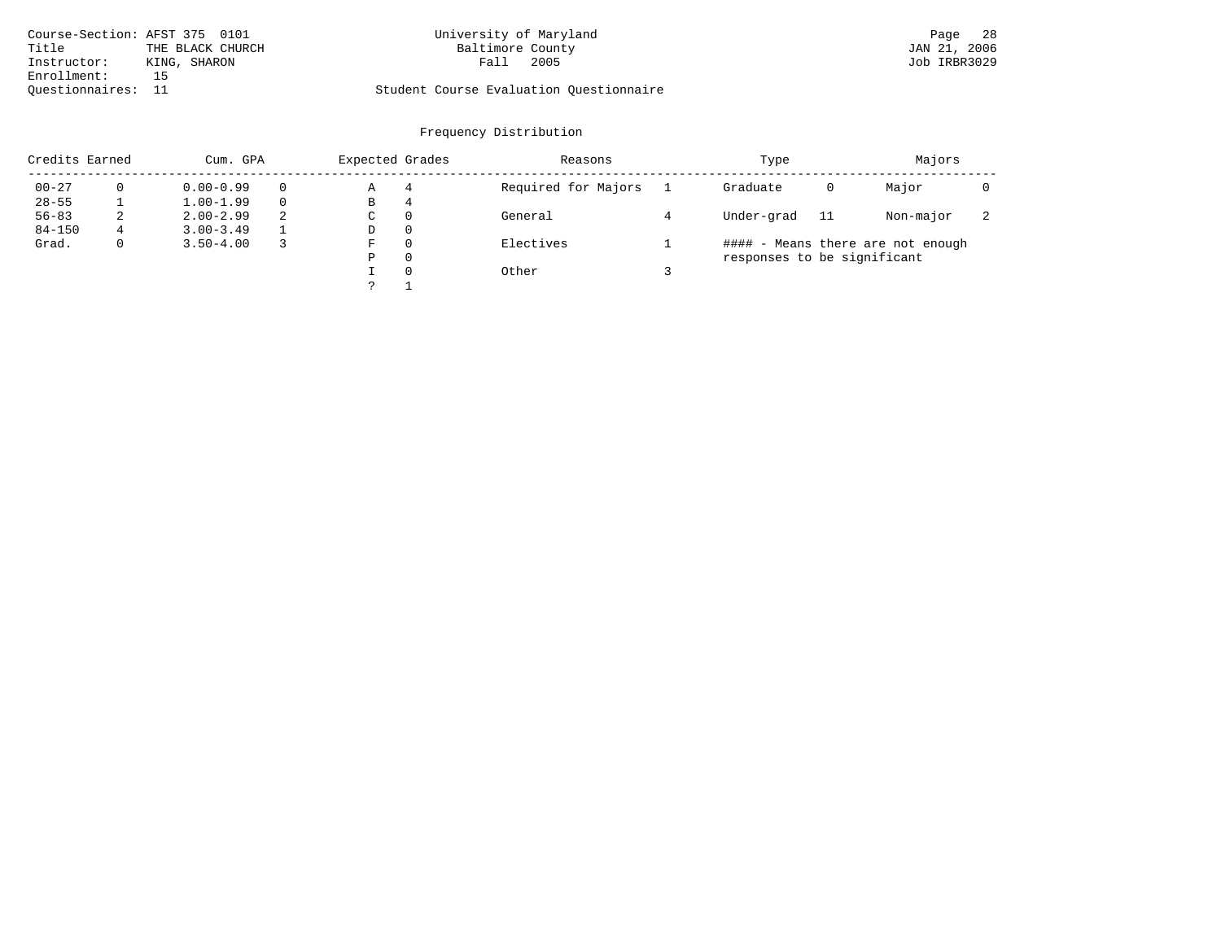Course-Section: AFST 375 0101
Title: THE BLACK CHURCH
Instructor: KING, SHARON
Enrollment: 15
Questionnaires: 11

University of Maryland
Baltimore County
Fall 2005

Student Course Evaluation Questionnaire

JAN 21, 2006
Job IRBR3029

## Frequency Distribution

| Credits Earned | | Cum. GPA | | Expected Grades | | Reasons | | Type | | Majors | |
|---|---|---|---|---|---|---|---|---|---|---|---|
| 00-27 | 0 | 0.00-0.99 | 0 | A | 4 | Required for Majors | 1 | Graduate | 0 | Major | 0 |
| 28-55 | 1 | 1.00-1.99 | 0 | B | 4 | | | | | | |
| 56-83 | 2 | 2.00-2.99 | 2 | C | 0 | General | 4 | Under-grad | 11 | Non-major | 2 |
| 84-150 | 4 | 3.00-3.49 | 1 | D | 0 | | | | | | |
| Grad. | 0 | 3.50-4.00 | 3 | F | 0 | Electives | 1 | | | | |
| | | | | P | 0 | | | | | | |
| | | | | I | 0 | Other | 3 | | | | |
| | | | | ? | 1 | | | | | | |

#### - Means there are not enough responses to be significant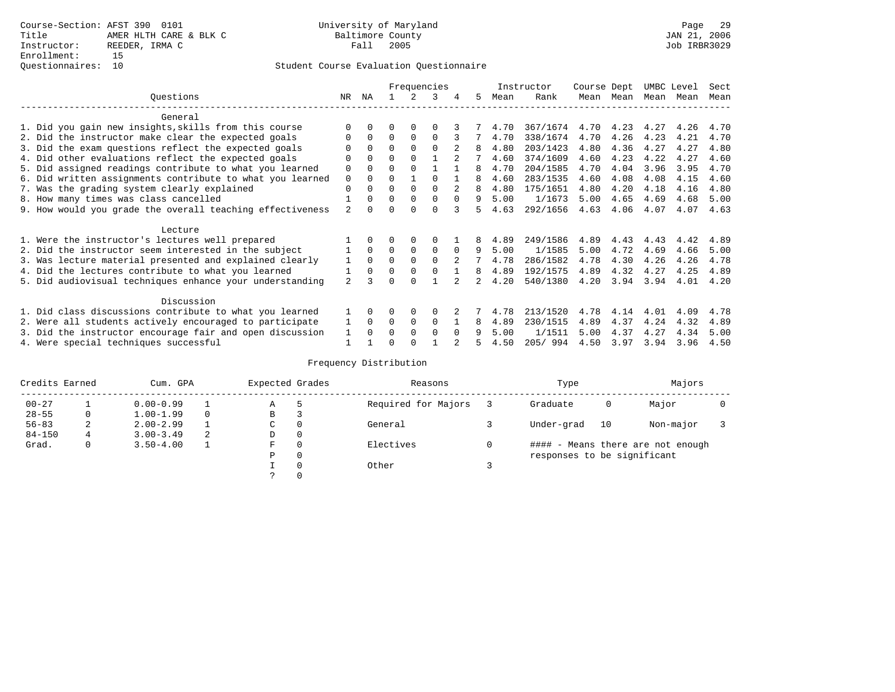Course-Section: AFST 390 0101
Title: AMER HLTH CARE & BLK C
Instructor: REEDER, IRMA C
Enrollment: 15
Questionnaires: 10

University of Maryland
Baltimore County
Fall 2005

Page 29
JAN 21, 2006
Job IRBR3029

Student Course Evaluation Questionnaire

| Questions | NR | NA | 1 | 2 | 3 | 4 | 5 | Instructor Mean | Instructor Rank | Course Mean | Dept Mean | UMBC Level Mean | Level Mean | Sect Mean |
|---|---|---|---|---|---|---|---|---|---|---|---|---|---|---|
| **General** | | | | | | | | | | | | | | |
| 1. Did you gain new insights,skills from this course | 0 | 0 | 0 | 0 | 0 | 3 | 7 | 4.70 | 367/1674 | 4.70 | 4.23 | 4.27 | 4.26 | 4.70 |
| 2. Did the instructor make clear the expected goals | 0 | 0 | 0 | 0 | 0 | 3 | 7 | 4.70 | 338/1674 | 4.70 | 4.26 | 4.23 | 4.21 | 4.70 |
| 3. Did the exam questions reflect the expected goals | 0 | 0 | 0 | 0 | 0 | 2 | 8 | 4.80 | 203/1423 | 4.80 | 4.36 | 4.27 | 4.27 | 4.80 |
| 4. Did other evaluations reflect the expected goals | 0 | 0 | 0 | 0 | 1 | 2 | 7 | 4.60 | 374/1609 | 4.60 | 4.23 | 4.22 | 4.27 | 4.60 |
| 5. Did assigned readings contribute to what you learned | 0 | 0 | 0 | 0 | 1 | 1 | 8 | 4.70 | 204/1585 | 4.70 | 4.04 | 3.96 | 3.95 | 4.70 |
| 6. Did written assignments contribute to what you learned | 0 | 0 | 0 | 1 | 0 | 1 | 8 | 4.60 | 283/1535 | 4.60 | 4.08 | 4.08 | 4.15 | 4.60 |
| 7. Was the grading system clearly explained | 0 | 0 | 0 | 0 | 0 | 2 | 8 | 4.80 | 175/1651 | 4.80 | 4.20 | 4.18 | 4.16 | 4.80 |
| 8. How many times was class cancelled | 1 | 0 | 0 | 0 | 0 | 0 | 9 | 5.00 | 1/1673 | 5.00 | 4.65 | 4.69 | 4.68 | 5.00 |
| 9. How would you grade the overall teaching effectiveness | 2 | 0 | 0 | 0 | 0 | 3 | 5 | 4.63 | 292/1656 | 4.63 | 4.06 | 4.07 | 4.07 | 4.63 |
| **Lecture** | | | | | | | | | | | | | | |
| 1. Were the instructor's lectures well prepared | 1 | 0 | 0 | 0 | 0 | 1 | 8 | 4.89 | 249/1586 | 4.89 | 4.43 | 4.43 | 4.42 | 4.89 |
| 2. Did the instructor seem interested in the subject | 1 | 0 | 0 | 0 | 0 | 0 | 9 | 5.00 | 1/1585 | 5.00 | 4.72 | 4.69 | 4.66 | 5.00 |
| 3. Was lecture material presented and explained clearly | 1 | 0 | 0 | 0 | 0 | 2 | 7 | 4.78 | 286/1582 | 4.78 | 4.30 | 4.26 | 4.26 | 4.78 |
| 4. Did the lectures contribute to what you learned | 1 | 0 | 0 | 0 | 0 | 1 | 8 | 4.89 | 192/1575 | 4.89 | 4.32 | 4.27 | 4.25 | 4.89 |
| 5. Did audiovisual techniques enhance your understanding | 2 | 3 | 0 | 0 | 1 | 2 | 2 | 4.20 | 540/1380 | 4.20 | 3.94 | 3.94 | 4.01 | 4.20 |
| **Discussion** | | | | | | | | | | | | | | |
| 1. Did class discussions contribute to what you learned | 1 | 0 | 0 | 0 | 0 | 2 | 7 | 4.78 | 213/1520 | 4.78 | 4.14 | 4.01 | 4.09 | 4.78 |
| 2. Were all students actively encouraged to participate | 1 | 0 | 0 | 0 | 0 | 1 | 8 | 4.89 | 230/1515 | 4.89 | 4.37 | 4.24 | 4.32 | 4.89 |
| 3. Did the instructor encourage fair and open discussion | 1 | 0 | 0 | 0 | 0 | 0 | 9 | 5.00 | 1/1511 | 5.00 | 4.37 | 4.27 | 4.34 | 5.00 |
| 4. Were special techniques successful | 1 | 1 | 0 | 0 | 1 | 2 | 5 | 4.50 | 205/ 994 | 4.50 | 3.97 | 3.94 | 3.96 | 4.50 |

Frequency Distribution

| Credits Earned | | Cum. GPA | | Expected Grades | | Reasons | | Type | | Majors | |
|---|---|---|---|---|---|---|---|---|---|---|---|
| 00-27 | 1 | 0.00-0.99 | 1 | A | 5 | Required for Majors | 3 | Graduate | 0 | Major | 0 |
| 28-55 | 0 | 1.00-1.99 | 0 | B | 3 | | | | | | |
| 56-83 | 2 | 2.00-2.99 | 1 | C | 0 | General | 3 | Under-grad | 10 | Non-major | 3 |
| 84-150 | 4 | 3.00-3.49 | 2 | D | 0 | | | | | | |
| Grad. | 0 | 3.50-4.00 | 1 | F | 0 | Electives | 0 | #### - Means there are not enough responses to be significant | | | |
| | | | | P | 0 | | | | | | |
| | | | | I | 0 | Other | 3 | | | | |
| | | | | ? | 0 | | | | | | |